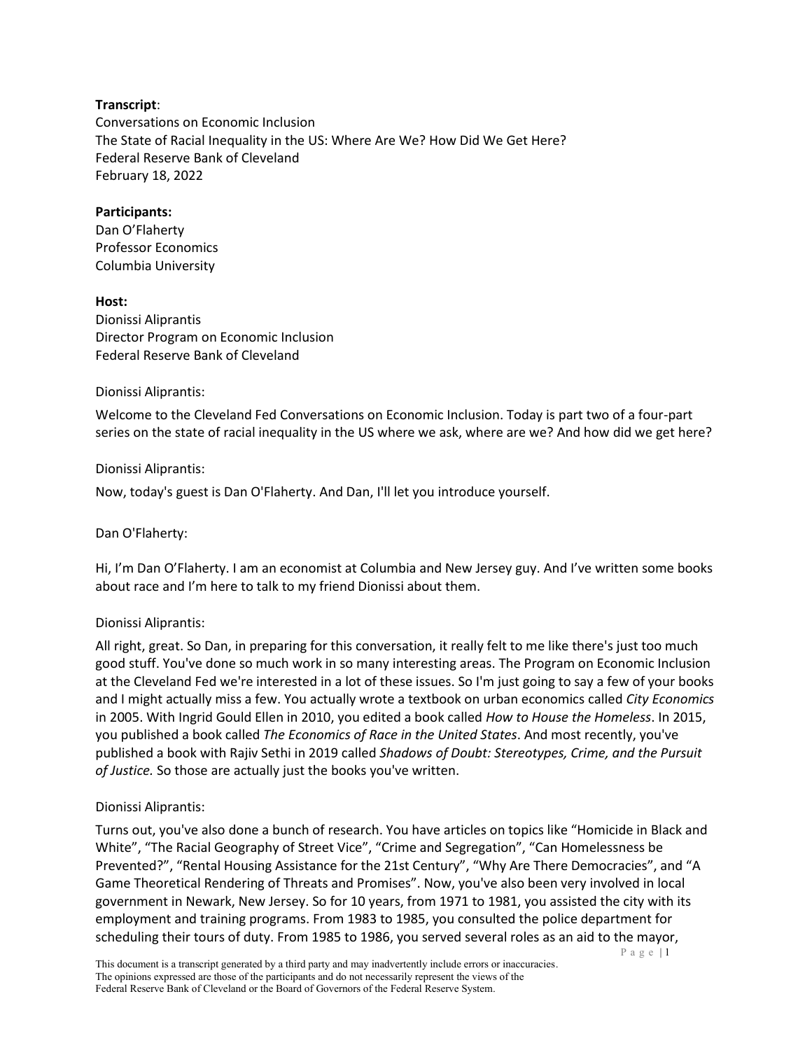**Transcript**:
Conversations on Economic Inclusion
The State of Racial Inequality in the US: Where Are We? How Did We Get Here?
Federal Reserve Bank of Cleveland
February 18, 2022

**Participants:**
Dan O'Flaherty
Professor Economics
Columbia University

**Host:**
Dionissi Aliprantis
Director Program on Economic Inclusion
Federal Reserve Bank of Cleveland

Dionissi Aliprantis:

Welcome to the Cleveland Fed Conversations on Economic Inclusion. Today is part two of a four-part series on the state of racial inequality in the US where we ask, where are we? And how did we get here?

Dionissi Aliprantis:

Now, today's guest is Dan O'Flaherty. And Dan, I'll let you introduce yourself.

Dan O'Flaherty:

Hi, I'm Dan O'Flaherty. I am an economist at Columbia and New Jersey guy. And I've written some books about race and I'm here to talk to my friend Dionissi about them.

Dionissi Aliprantis:

All right, great. So Dan, in preparing for this conversation, it really felt to me like there's just too much good stuff. You've done so much work in so many interesting areas. The Program on Economic Inclusion at the Cleveland Fed we're interested in a lot of these issues. So I'm just going to say a few of your books and I might actually miss a few. You actually wrote a textbook on urban economics called *City Economics* in 2005. With Ingrid Gould Ellen in 2010, you edited a book called *How to House the Homeless*. In 2015, you published a book called *The Economics of Race in the United States*. And most recently, you've published a book with Rajiv Sethi in 2019 called *Shadows of Doubt: Stereotypes, Crime, and the Pursuit of Justice.* So those are actually just the books you've written.

Dionissi Aliprantis:

Turns out, you've also done a bunch of research. You have articles on topics like "Homicide in Black and White", "The Racial Geography of Street Vice", "Crime and Segregation", "Can Homelessness be Prevented?", "Rental Housing Assistance for the 21st Century", "Why Are There Democracies", and "A Game Theoretical Rendering of Threats and Promises". Now, you've also been very involved in local government in Newark, New Jersey. So for 10 years, from 1971 to 1981, you assisted the city with its employment and training programs. From 1983 to 1985, you consulted the police department for scheduling their tours of duty. From 1985 to 1986, you served several roles as an aid to the mayor,

This document is a transcript generated by a third party and may inadvertently include errors or inaccuracies. The opinions expressed are those of the participants and do not necessarily represent the views of the Federal Reserve Bank of Cleveland or the Board of Governors of the Federal Reserve System.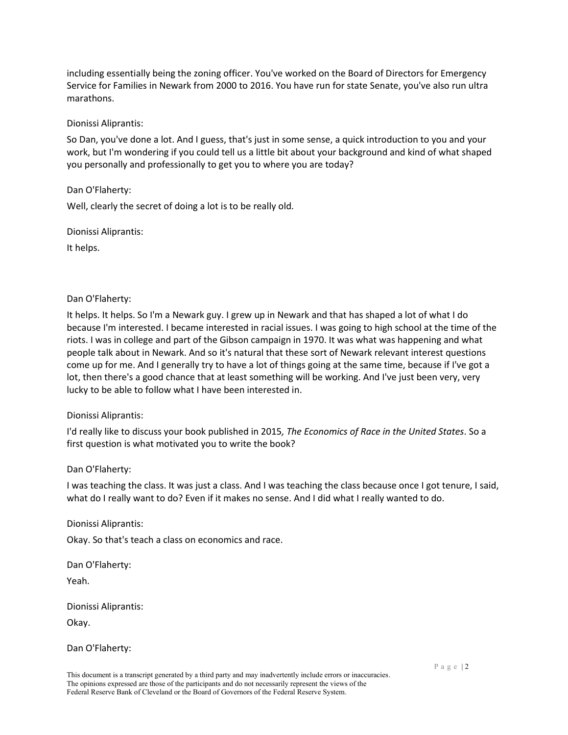including essentially being the zoning officer. You've worked on the Board of Directors for Emergency Service for Families in Newark from 2000 to 2016. You have run for state Senate, you've also run ultra marathons.

Dionissi Aliprantis:

So Dan, you've done a lot. And I guess, that's just in some sense, a quick introduction to you and your work, but I'm wondering if you could tell us a little bit about your background and kind of what shaped you personally and professionally to get you to where you are today?

Dan O'Flaherty:

Well, clearly the secret of doing a lot is to be really old.

Dionissi Aliprantis:

It helps.

Dan O'Flaherty:

It helps. It helps. So I'm a Newark guy. I grew up in Newark and that has shaped a lot of what I do because I'm interested. I became interested in racial issues. I was going to high school at the time of the riots. I was in college and part of the Gibson campaign in 1970. It was what was happening and what people talk about in Newark. And so it's natural that these sort of Newark relevant interest questions come up for me. And I generally try to have a lot of things going at the same time, because if I've got a lot, then there's a good chance that at least something will be working. And I've just been very, very lucky to be able to follow what I have been interested in.

Dionissi Aliprantis:

I'd really like to discuss your book published in 2015, *The Economics of Race in the United States*. So a first question is what motivated you to write the book?

Dan O'Flaherty:

I was teaching the class. It was just a class. And I was teaching the class because once I got tenure, I said, what do I really want to do? Even if it makes no sense. And I did what I really wanted to do.

Dionissi Aliprantis:

Okay. So that's teach a class on economics and race.

Dan O'Flaherty:

Yeah.

Dionissi Aliprantis:

Okay.

Dan O'Flaherty:

This document is a transcript generated by a third party and may inadvertently include errors or inaccuracies. The opinions expressed are those of the participants and do not necessarily represent the views of the Federal Reserve Bank of Cleveland or the Board of Governors of the Federal Reserve System.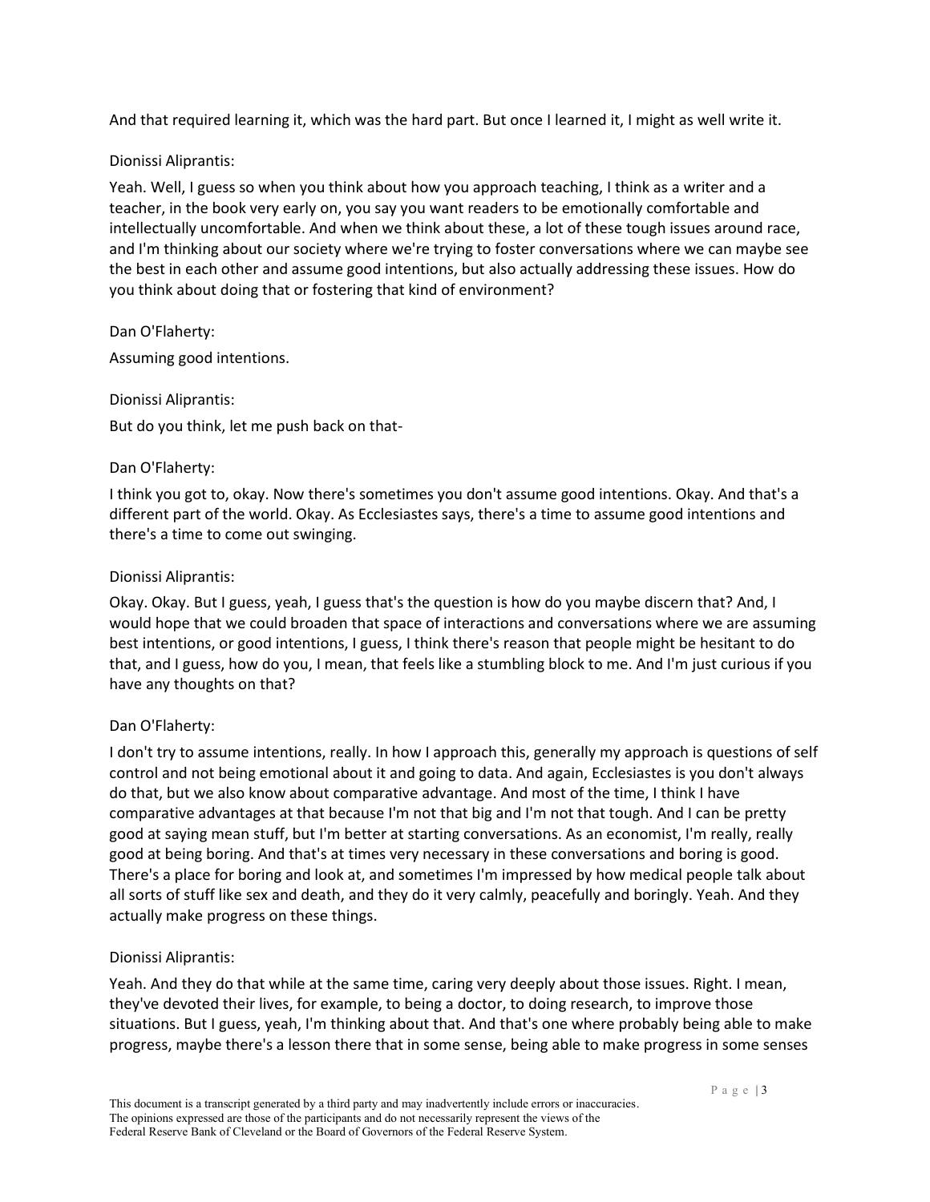And that required learning it, which was the hard part. But once I learned it, I might as well write it.

Dionissi Aliprantis:

Yeah. Well, I guess so when you think about how you approach teaching, I think as a writer and a teacher, in the book very early on, you say you want readers to be emotionally comfortable and intellectually uncomfortable. And when we think about these, a lot of these tough issues around race, and I'm thinking about our society where we're trying to foster conversations where we can maybe see the best in each other and assume good intentions, but also actually addressing these issues. How do you think about doing that or fostering that kind of environment?

Dan O'Flaherty:

Assuming good intentions.

Dionissi Aliprantis:

But do you think, let me push back on that-

Dan O'Flaherty:

I think you got to, okay. Now there's sometimes you don't assume good intentions. Okay. And that's a different part of the world. Okay. As Ecclesiastes says, there's a time to assume good intentions and there's a time to come out swinging.

Dionissi Aliprantis:

Okay. Okay. But I guess, yeah, I guess that's the question is how do you maybe discern that? And, I would hope that we could broaden that space of interactions and conversations where we are assuming best intentions, or good intentions, I guess, I think there's reason that people might be hesitant to do that, and I guess, how do you, I mean, that feels like a stumbling block to me. And I'm just curious if you have any thoughts on that?

Dan O'Flaherty:

I don't try to assume intentions, really. In how I approach this, generally my approach is questions of self control and not being emotional about it and going to data. And again, Ecclesiastes is you don't always do that, but we also know about comparative advantage. And most of the time, I think I have comparative advantages at that because I'm not that big and I'm not that tough. And I can be pretty good at saying mean stuff, but I'm better at starting conversations. As an economist, I'm really, really good at being boring. And that's at times very necessary in these conversations and boring is good. There's a place for boring and look at, and sometimes I'm impressed by how medical people talk about all sorts of stuff like sex and death, and they do it very calmly, peacefully and boringly. Yeah. And they actually make progress on these things.

Dionissi Aliprantis:

Yeah. And they do that while at the same time, caring very deeply about those issues. Right. I mean, they've devoted their lives, for example, to being a doctor, to doing research, to improve those situations. But I guess, yeah, I'm thinking about that. And that's one where probably being able to make progress, maybe there's a lesson there that in some sense, being able to make progress in some senses

This document is a transcript generated by a third party and may inadvertently include errors or inaccuracies.
The opinions expressed are those of the participants and do not necessarily represent the views of the Federal Reserve Bank of Cleveland or the Board of Governors of the Federal Reserve System.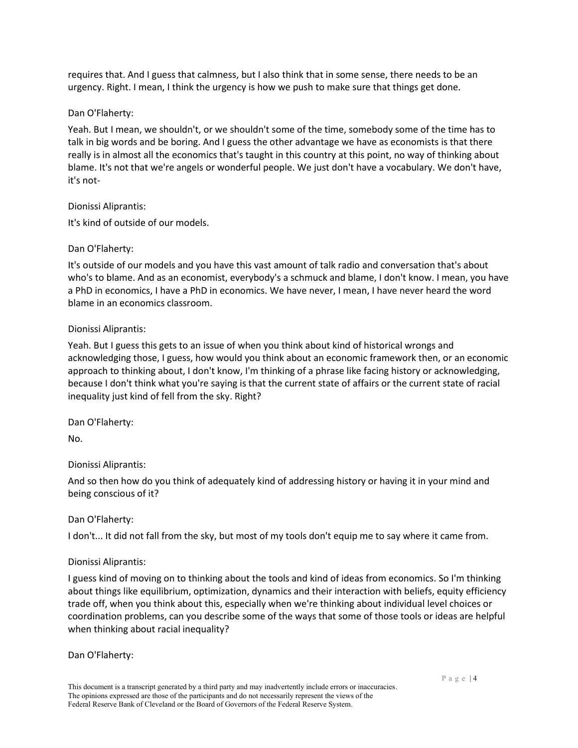requires that. And I guess that calmness, but I also think that in some sense, there needs to be an urgency. Right. I mean, I think the urgency is how we push to make sure that things get done.

Dan O'Flaherty:

Yeah. But I mean, we shouldn't, or we shouldn't some of the time, somebody some of the time has to talk in big words and be boring. And I guess the other advantage we have as economists is that there really is in almost all the economics that's taught in this country at this point, no way of thinking about blame. It's not that we're angels or wonderful people. We just don't have a vocabulary. We don't have, it's not-

Dionissi Aliprantis:

It's kind of outside of our models.

Dan O'Flaherty:

It's outside of our models and you have this vast amount of talk radio and conversation that's about who's to blame. And as an economist, everybody's a schmuck and blame, I don't know. I mean, you have a PhD in economics, I have a PhD in economics. We have never, I mean, I have never heard the word blame in an economics classroom.

Dionissi Aliprantis:

Yeah. But I guess this gets to an issue of when you think about kind of historical wrongs and acknowledging those, I guess, how would you think about an economic framework then, or an economic approach to thinking about, I don't know, I'm thinking of a phrase like facing history or acknowledging, because I don't think what you're saying is that the current state of affairs or the current state of racial inequality just kind of fell from the sky. Right?

Dan O'Flaherty:

No.

Dionissi Aliprantis:

And so then how do you think of adequately kind of addressing history or having it in your mind and being conscious of it?

Dan O'Flaherty:

I don't... It did not fall from the sky, but most of my tools don't equip me to say where it came from.

Dionissi Aliprantis:

I guess kind of moving on to thinking about the tools and kind of ideas from economics. So I'm thinking about things like equilibrium, optimization, dynamics and their interaction with beliefs, equity efficiency trade off, when you think about this, especially when we're thinking about individual level choices or coordination problems, can you describe some of the ways that some of those tools or ideas are helpful when thinking about racial inequality?

Dan O'Flaherty:

This document is a transcript generated by a third party and may inadvertently include errors or inaccuracies. The opinions expressed are those of the participants and do not necessarily represent the views of the Federal Reserve Bank of Cleveland or the Board of Governors of the Federal Reserve System.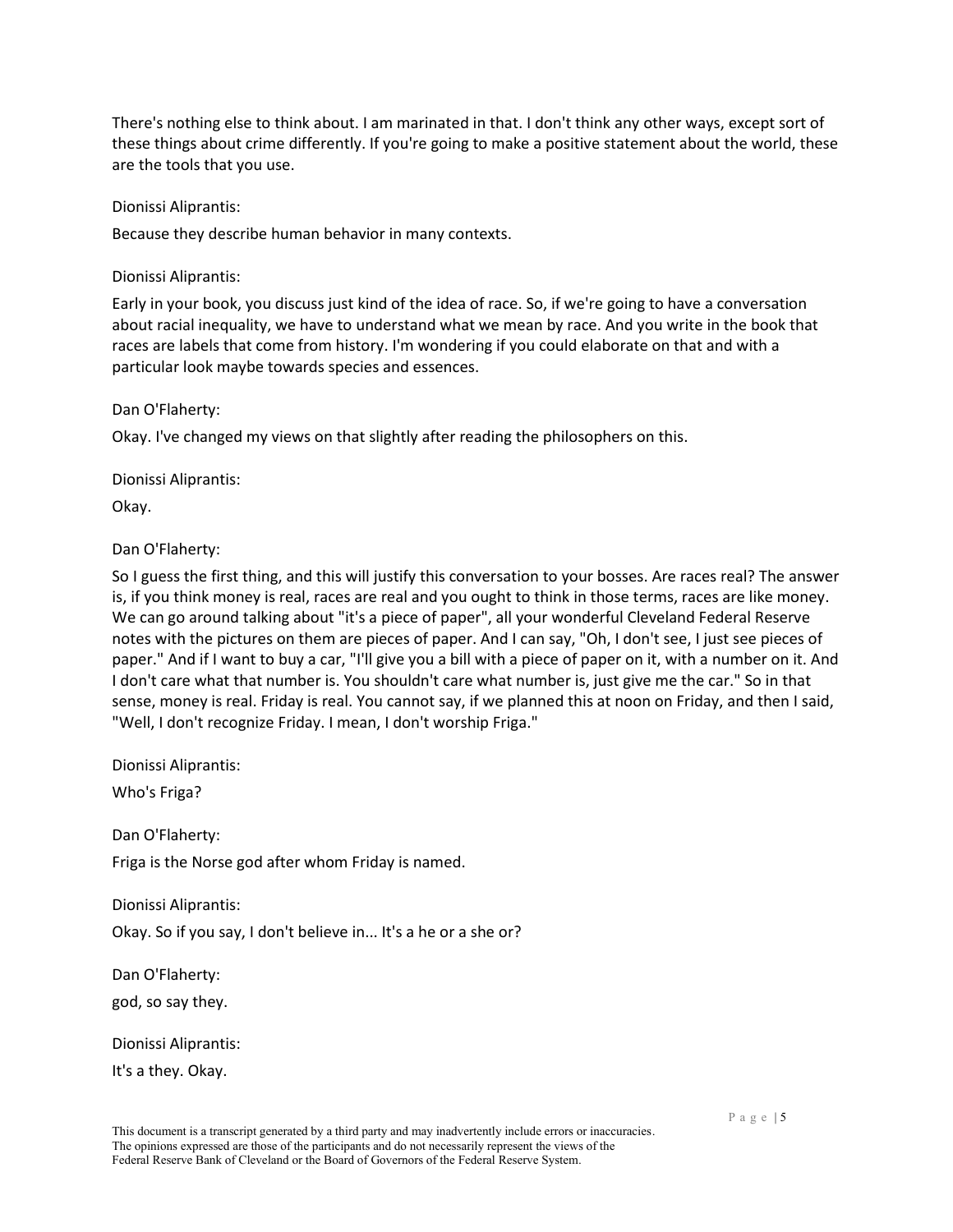There's nothing else to think about. I am marinated in that. I don't think any other ways, except sort of these things about crime differently. If you're going to make a positive statement about the world, these are the tools that you use.

Dionissi Aliprantis:

Because they describe human behavior in many contexts.

Dionissi Aliprantis:

Early in your book, you discuss just kind of the idea of race. So, if we're going to have a conversation about racial inequality, we have to understand what we mean by race. And you write in the book that races are labels that come from history. I'm wondering if you could elaborate on that and with a particular look maybe towards species and essences.

Dan O'Flaherty:

Okay. I've changed my views on that slightly after reading the philosophers on this.

Dionissi Aliprantis:

Okay.

Dan O'Flaherty:

So I guess the first thing, and this will justify this conversation to your bosses. Are races real? The answer is, if you think money is real, races are real and you ought to think in those terms, races are like money. We can go around talking about "it's a piece of paper", all your wonderful Cleveland Federal Reserve notes with the pictures on them are pieces of paper. And I can say, "Oh, I don't see, I just see pieces of paper." And if I want to buy a car, "I'll give you a bill with a piece of paper on it, with a number on it. And I don't care what that number is. You shouldn't care what number is, just give me the car." So in that sense, money is real. Friday is real. You cannot say, if we planned this at noon on Friday, and then I said, "Well, I don't recognize Friday. I mean, I don't worship Friga."

Dionissi Aliprantis:

Who's Friga?

Dan O'Flaherty:

Friga is the Norse god after whom Friday is named.

Dionissi Aliprantis:

Okay. So if you say, I don't believe in... It's a he or a she or?

Dan O'Flaherty:

god, so say they.

Dionissi Aliprantis:

It's a they. Okay.

This document is a transcript generated by a third party and may inadvertently include errors or inaccuracies. The opinions expressed are those of the participants and do not necessarily represent the views of the Federal Reserve Bank of Cleveland or the Board of Governors of the Federal Reserve System.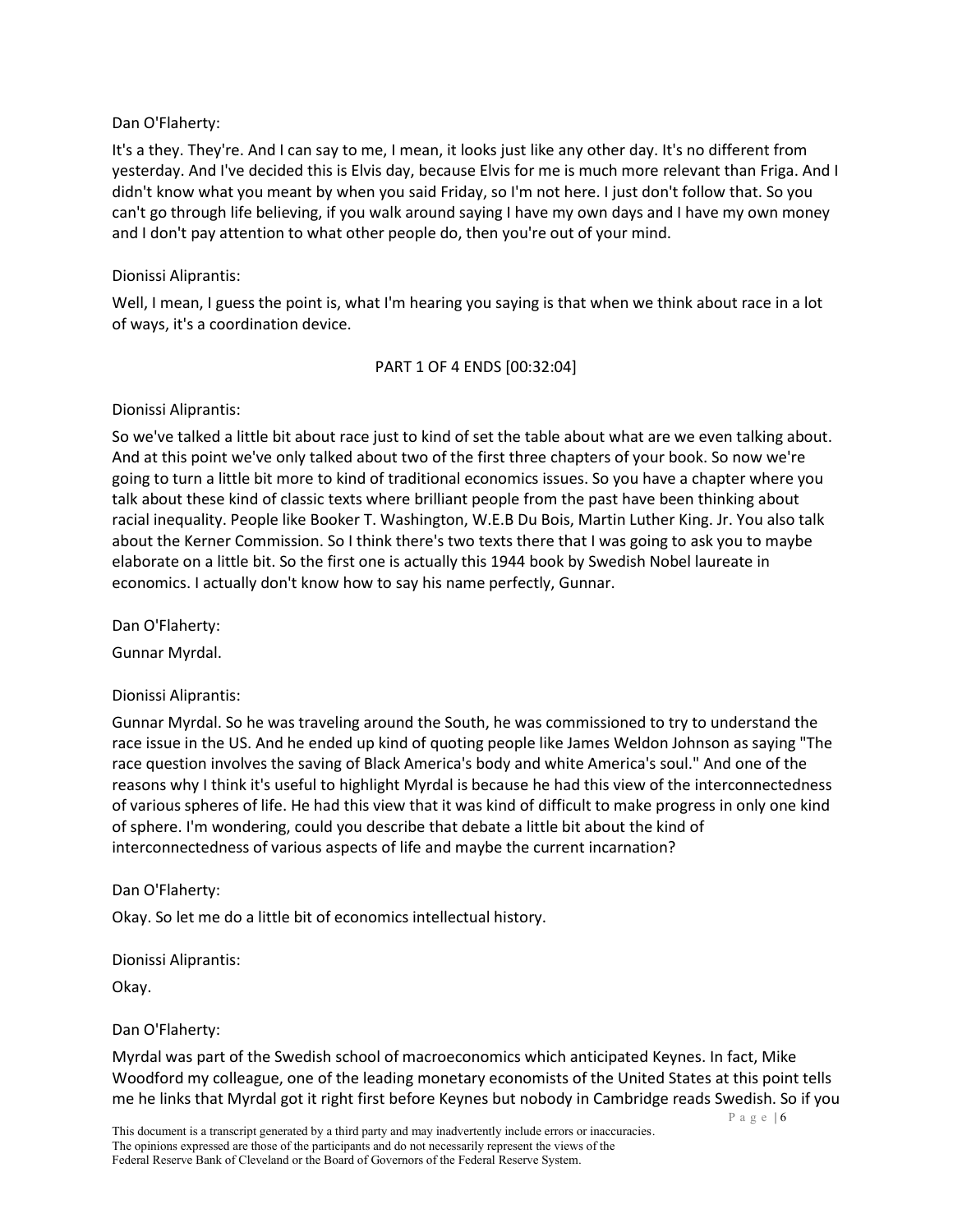Dan O'Flaherty:

It's a they. They're. And I can say to me, I mean, it looks just like any other day. It's no different from yesterday. And I've decided this is Elvis day, because Elvis for me is much more relevant than Friga. And I didn't know what you meant by when you said Friday, so I'm not here. I just don't follow that. So you can't go through life believing, if you walk around saying I have my own days and I have my own money and I don't pay attention to what other people do, then you're out of your mind.

Dionissi Aliprantis:

Well, I mean, I guess the point is, what I'm hearing you saying is that when we think about race in a lot of ways, it's a coordination device.

PART 1 OF 4 ENDS [00:32:04]

Dionissi Aliprantis:

So we've talked a little bit about race just to kind of set the table about what are we even talking about. And at this point we've only talked about two of the first three chapters of your book. So now we're going to turn a little bit more to kind of traditional economics issues. So you have a chapter where you talk about these kind of classic texts where brilliant people from the past have been thinking about racial inequality. People like Booker T. Washington, W.E.B Du Bois, Martin Luther King. Jr. You also talk about the Kerner Commission. So I think there's two texts there that I was going to ask you to maybe elaborate on a little bit. So the first one is actually this 1944 book by Swedish Nobel laureate in economics. I actually don't know how to say his name perfectly, Gunnar.

Dan O'Flaherty:

Gunnar Myrdal.

Dionissi Aliprantis:

Gunnar Myrdal. So he was traveling around the South, he was commissioned to try to understand the race issue in the US. And he ended up kind of quoting people like James Weldon Johnson as saying "The race question involves the saving of Black America's body and white America's soul." And one of the reasons why I think it's useful to highlight Myrdal is because he had this view of the interconnectedness of various spheres of life. He had this view that it was kind of difficult to make progress in only one kind of sphere. I'm wondering, could you describe that debate a little bit about the kind of interconnectedness of various aspects of life and maybe the current incarnation?

Dan O'Flaherty:

Okay. So let me do a little bit of economics intellectual history.

Dionissi Aliprantis:

Okay.

Dan O'Flaherty:

Myrdal was part of the Swedish school of macroeconomics which anticipated Keynes. In fact, Mike Woodford my colleague, one of the leading monetary economists of the United States at this point tells me he links that Myrdal got it right first before Keynes but nobody in Cambridge reads Swedish. So if you

This document is a transcript generated by a third party and may inadvertently include errors or inaccuracies.
The opinions expressed are those of the participants and do not necessarily represent the views of the
Federal Reserve Bank of Cleveland or the Board of Governors of the Federal Reserve System.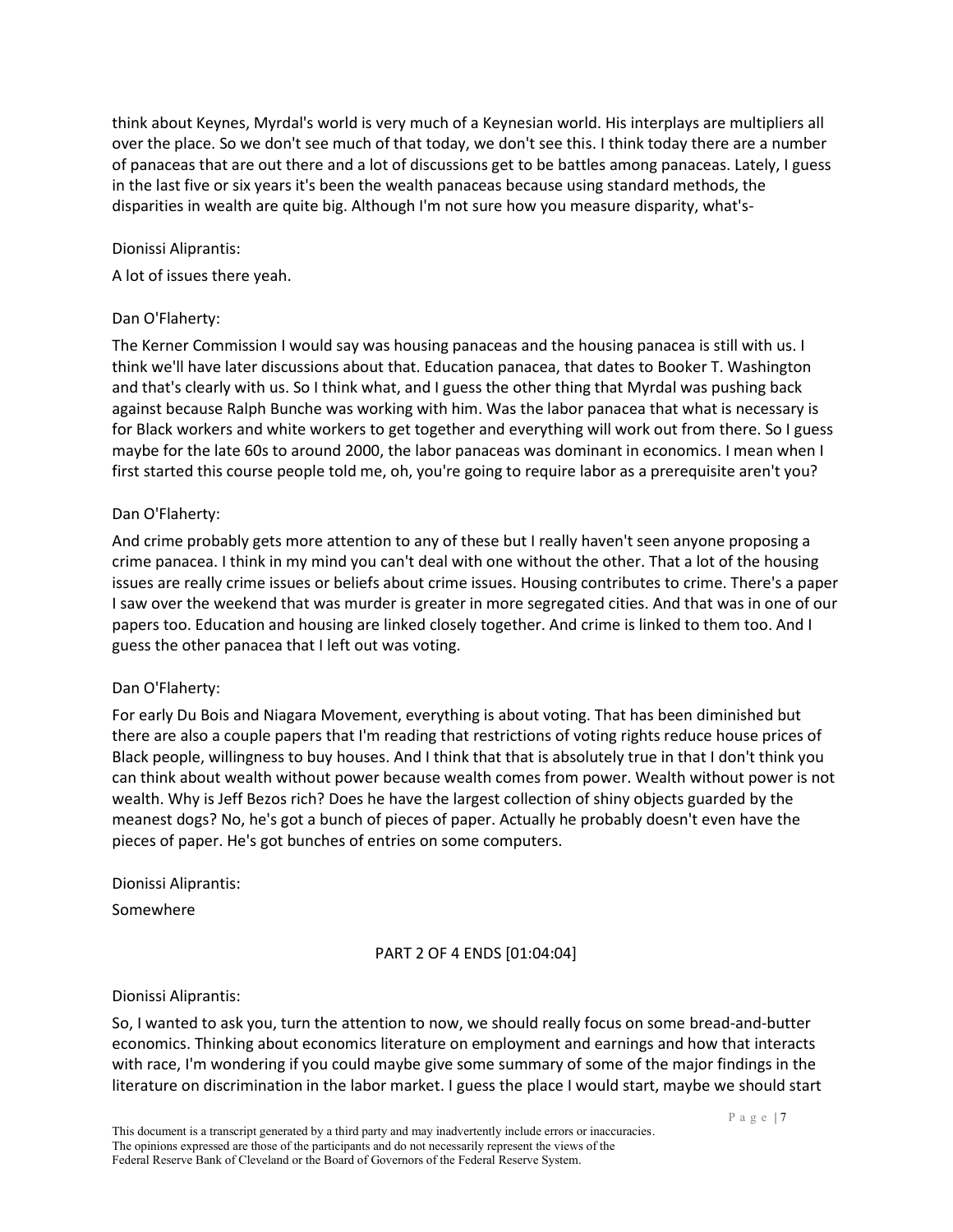think about Keynes, Myrdal's world is very much of a Keynesian world. His interplays are multipliers all over the place. So we don't see much of that today, we don't see this. I think today there are a number of panaceas that are out there and a lot of discussions get to be battles among panaceas. Lately, I guess in the last five or six years it's been the wealth panaceas because using standard methods, the disparities in wealth are quite big. Although I'm not sure how you measure disparity, what's-

Dionissi Aliprantis:

A lot of issues there yeah.

Dan O'Flaherty:

The Kerner Commission I would say was housing panaceas and the housing panacea is still with us. I think we'll have later discussions about that. Education panacea, that dates to Booker T. Washington and that's clearly with us. So I think what, and I guess the other thing that Myrdal was pushing back against because Ralph Bunche was working with him. Was the labor panacea that what is necessary is for Black workers and white workers to get together and everything will work out from there. So I guess maybe for the late 60s to around 2000, the labor panaceas was dominant in economics. I mean when I first started this course people told me, oh, you're going to require labor as a prerequisite aren't you?

Dan O'Flaherty:

And crime probably gets more attention to any of these but I really haven't seen anyone proposing a crime panacea. I think in my mind you can't deal with one without the other. That a lot of the housing issues are really crime issues or beliefs about crime issues. Housing contributes to crime. There's a paper I saw over the weekend that was murder is greater in more segregated cities. And that was in one of our papers too. Education and housing are linked closely together. And crime is linked to them too. And I guess the other panacea that I left out was voting.

Dan O'Flaherty:

For early Du Bois and Niagara Movement, everything is about voting. That has been diminished but there are also a couple papers that I'm reading that restrictions of voting rights reduce house prices of Black people, willingness to buy houses. And I think that that is absolutely true in that I don't think you can think about wealth without power because wealth comes from power. Wealth without power is not wealth. Why is Jeff Bezos rich? Does he have the largest collection of shiny objects guarded by the meanest dogs? No, he's got a bunch of pieces of paper. Actually he probably doesn't even have the pieces of paper. He's got bunches of entries on some computers.

Dionissi Aliprantis:

Somewhere

PART 2 OF 4 ENDS [01:04:04]

Dionissi Aliprantis:

So, I wanted to ask you, turn the attention to now, we should really focus on some bread-and-butter economics. Thinking about economics literature on employment and earnings and how that interacts with race, I'm wondering if you could maybe give some summary of some of the major findings in the literature on discrimination in the labor market. I guess the place I would start, maybe we should start

This document is a transcript generated by a third party and may inadvertently include errors or inaccuracies. The opinions expressed are those of the participants and do not necessarily represent the views of the Federal Reserve Bank of Cleveland or the Board of Governors of the Federal Reserve System.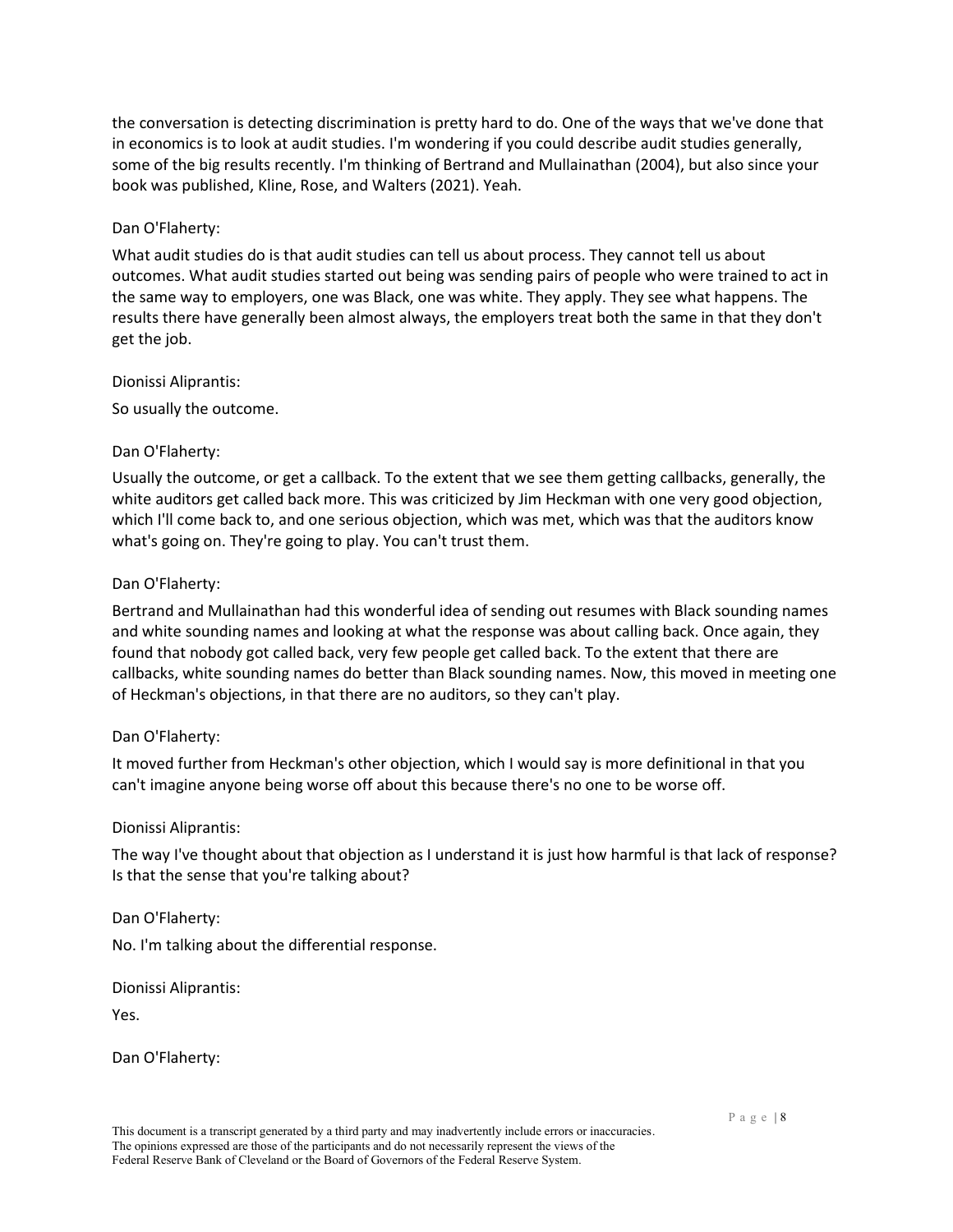the conversation is detecting discrimination is pretty hard to do. One of the ways that we've done that in economics is to look at audit studies. I'm wondering if you could describe audit studies generally, some of the big results recently. I'm thinking of Bertrand and Mullainathan (2004), but also since your book was published, Kline, Rose, and Walters (2021). Yeah.

Dan O'Flaherty:

What audit studies do is that audit studies can tell us about process. They cannot tell us about outcomes. What audit studies started out being was sending pairs of people who were trained to act in the same way to employers, one was Black, one was white. They apply. They see what happens. The results there have generally been almost always, the employers treat both the same in that they don't get the job.

Dionissi Aliprantis:

So usually the outcome.

Dan O'Flaherty:

Usually the outcome, or get a callback. To the extent that we see them getting callbacks, generally, the white auditors get called back more. This was criticized by Jim Heckman with one very good objection, which I'll come back to, and one serious objection, which was met, which was that the auditors know what's going on. They're going to play. You can't trust them.

Dan O'Flaherty:

Bertrand and Mullainathan had this wonderful idea of sending out resumes with Black sounding names and white sounding names and looking at what the response was about calling back. Once again, they found that nobody got called back, very few people get called back. To the extent that there are callbacks, white sounding names do better than Black sounding names. Now, this moved in meeting one of Heckman's objections, in that there are no auditors, so they can't play.

Dan O'Flaherty:

It moved further from Heckman's other objection, which I would say is more definitional in that you can't imagine anyone being worse off about this because there's no one to be worse off.

Dionissi Aliprantis:

The way I've thought about that objection as I understand it is just how harmful is that lack of response? Is that the sense that you're talking about?

Dan O'Flaherty:

No. I'm talking about the differential response.

Dionissi Aliprantis:

Yes.

Dan O'Flaherty:

This document is a transcript generated by a third party and may inadvertently include errors or inaccuracies. The opinions expressed are those of the participants and do not necessarily represent the views of the Federal Reserve Bank of Cleveland or the Board of Governors of the Federal Reserve System.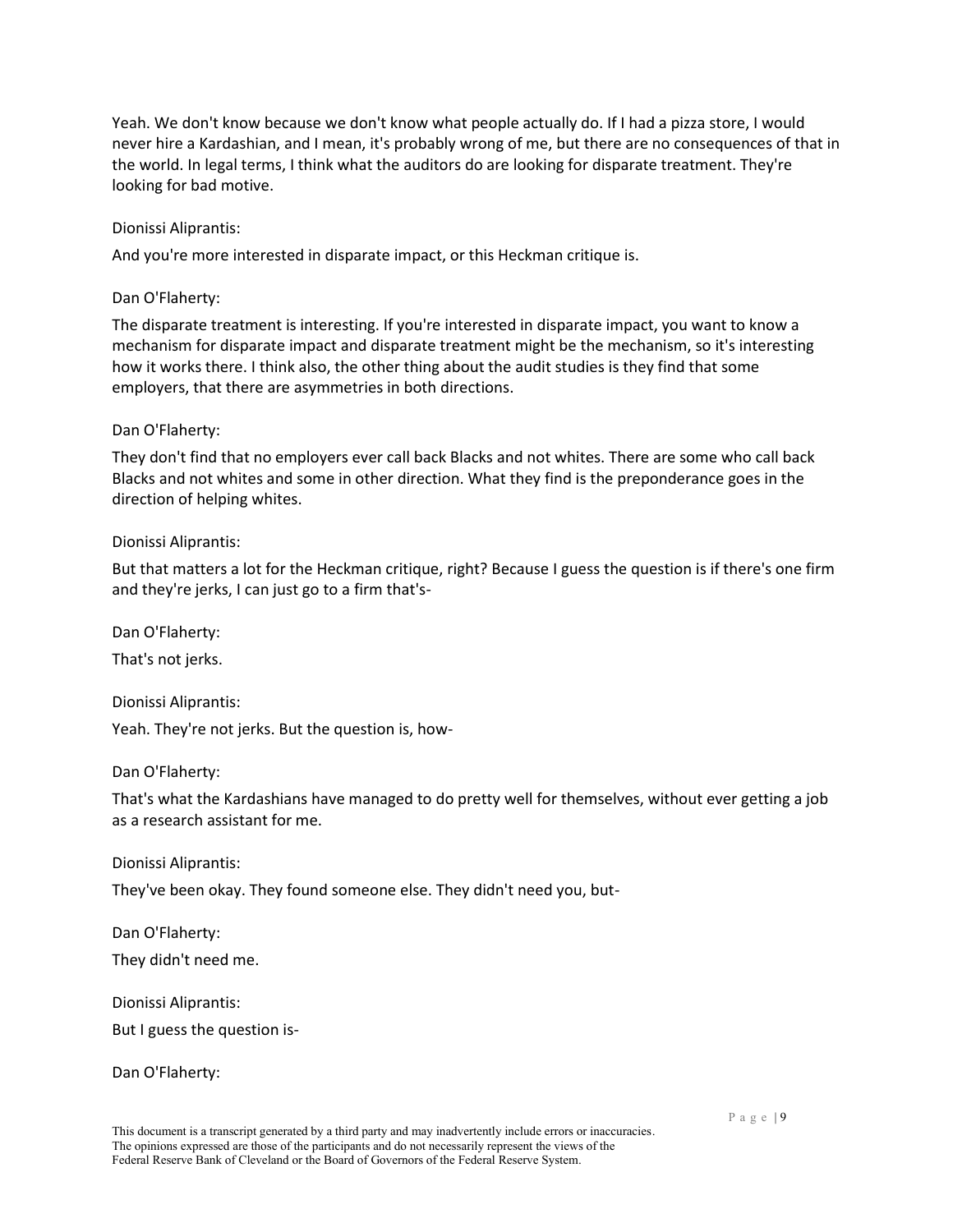Yeah. We don't know because we don't know what people actually do. If I had a pizza store, I would never hire a Kardashian, and I mean, it's probably wrong of me, but there are no consequences of that in the world. In legal terms, I think what the auditors do are looking for disparate treatment. They're looking for bad motive.

Dionissi Aliprantis:

And you're more interested in disparate impact, or this Heckman critique is.

Dan O'Flaherty:

The disparate treatment is interesting. If you're interested in disparate impact, you want to know a mechanism for disparate impact and disparate treatment might be the mechanism, so it's interesting how it works there. I think also, the other thing about the audit studies is they find that some employers, that there are asymmetries in both directions.

Dan O'Flaherty:

They don't find that no employers ever call back Blacks and not whites. There are some who call back Blacks and not whites and some in other direction. What they find is the preponderance goes in the direction of helping whites.

Dionissi Aliprantis:

But that matters a lot for the Heckman critique, right? Because I guess the question is if there's one firm and they're jerks, I can just go to a firm that's-

Dan O'Flaherty:

That's not jerks.

Dionissi Aliprantis:

Yeah. They're not jerks. But the question is, how-

Dan O'Flaherty:

That's what the Kardashians have managed to do pretty well for themselves, without ever getting a job as a research assistant for me.

Dionissi Aliprantis:

They've been okay. They found someone else. They didn't need you, but-

Dan O'Flaherty:

They didn't need me.

Dionissi Aliprantis:

But I guess the question is-

Dan O'Flaherty:

This document is a transcript generated by a third party and may inadvertently include errors or inaccuracies. The opinions expressed are those of the participants and do not necessarily represent the views of the Federal Reserve Bank of Cleveland or the Board of Governors of the Federal Reserve System.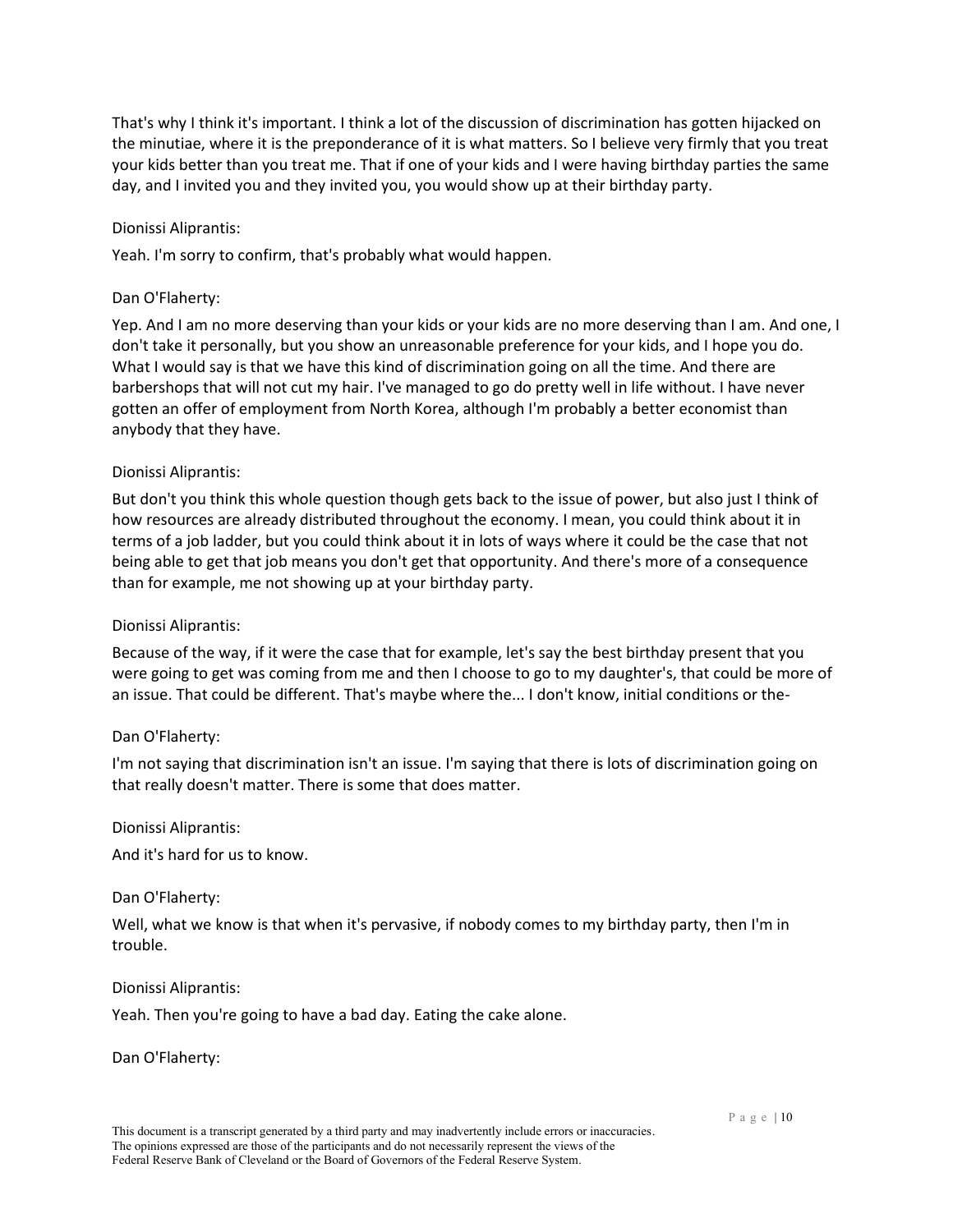That's why I think it's important. I think a lot of the discussion of discrimination has gotten hijacked on the minutiae, where it is the preponderance of it is what matters. So I believe very firmly that you treat your kids better than you treat me. That if one of your kids and I were having birthday parties the same day, and I invited you and they invited you, you would show up at their birthday party.

Dionissi Aliprantis:

Yeah. I'm sorry to confirm, that's probably what would happen.

Dan O'Flaherty:

Yep. And I am no more deserving than your kids or your kids are no more deserving than I am. And one, I don't take it personally, but you show an unreasonable preference for your kids, and I hope you do. What I would say is that we have this kind of discrimination going on all the time. And there are barbershops that will not cut my hair. I've managed to go do pretty well in life without. I have never gotten an offer of employment from North Korea, although I'm probably a better economist than anybody that they have.

Dionissi Aliprantis:

But don't you think this whole question though gets back to the issue of power, but also just I think of how resources are already distributed throughout the economy. I mean, you could think about it in terms of a job ladder, but you could think about it in lots of ways where it could be the case that not being able to get that job means you don't get that opportunity. And there's more of a consequence than for example, me not showing up at your birthday party.

Dionissi Aliprantis:

Because of the way, if it were the case that for example, let's say the best birthday present that you were going to get was coming from me and then I choose to go to my daughter's, that could be more of an issue. That could be different. That's maybe where the... I don't know, initial conditions or the-

Dan O'Flaherty:

I'm not saying that discrimination isn't an issue. I'm saying that there is lots of discrimination going on that really doesn't matter. There is some that does matter.

Dionissi Aliprantis:

And it's hard for us to know.

Dan O'Flaherty:

Well, what we know is that when it's pervasive, if nobody comes to my birthday party, then I'm in trouble.

Dionissi Aliprantis:

Yeah. Then you're going to have a bad day. Eating the cake alone.

Dan O'Flaherty:

This document is a transcript generated by a third party and may inadvertently include errors or inaccuracies. The opinions expressed are those of the participants and do not necessarily represent the views of the Federal Reserve Bank of Cleveland or the Board of Governors of the Federal Reserve System.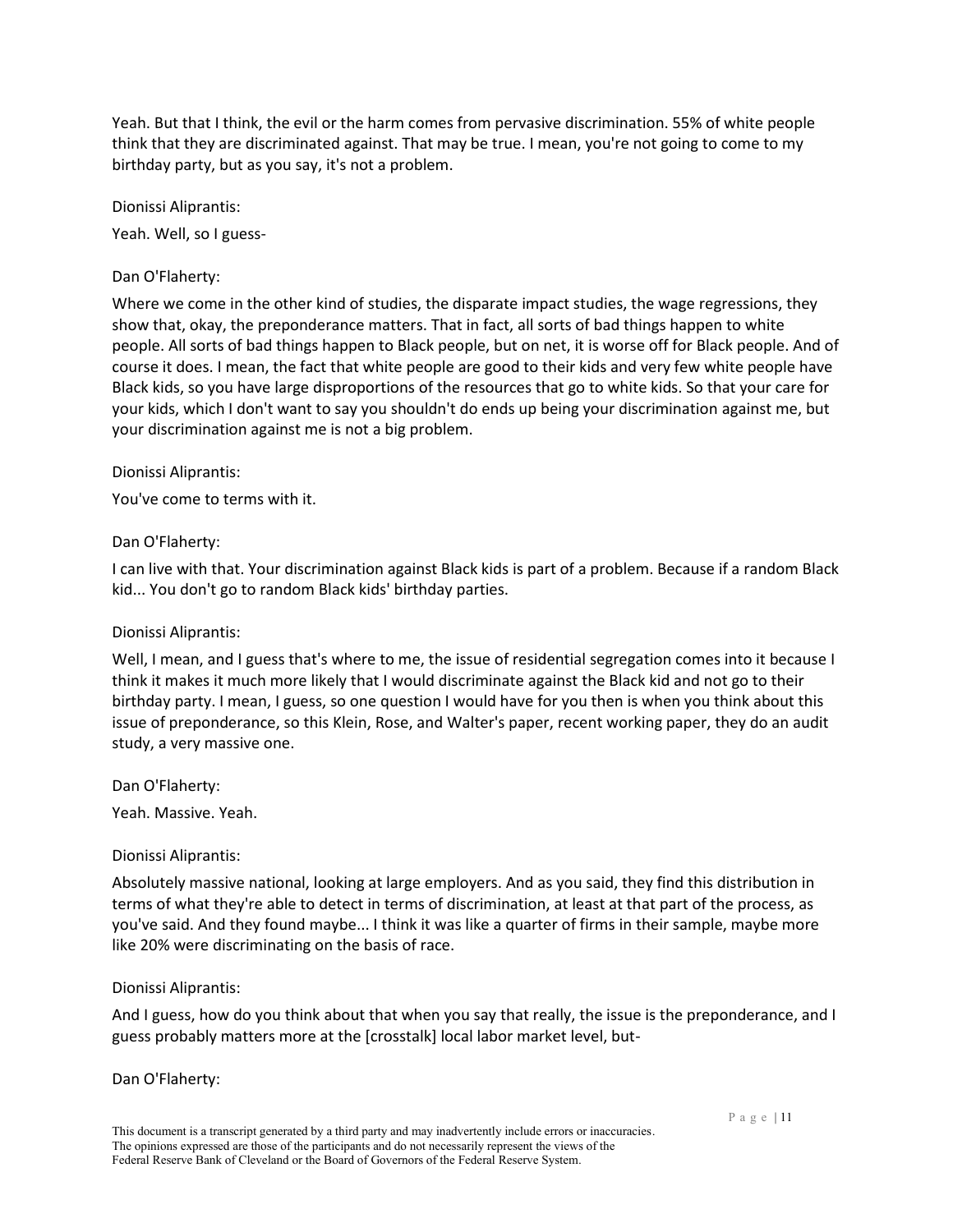Yeah. But that I think, the evil or the harm comes from pervasive discrimination. 55% of white people think that they are discriminated against. That may be true. I mean, you're not going to come to my birthday party, but as you say, it's not a problem.

Dionissi Aliprantis:

Yeah. Well, so I guess-

Dan O'Flaherty:

Where we come in the other kind of studies, the disparate impact studies, the wage regressions, they show that, okay, the preponderance matters. That in fact, all sorts of bad things happen to white people. All sorts of bad things happen to Black people, but on net, it is worse off for Black people. And of course it does. I mean, the fact that white people are good to their kids and very few white people have Black kids, so you have large disproportions of the resources that go to white kids. So that your care for your kids, which I don't want to say you shouldn't do ends up being your discrimination against me, but your discrimination against me is not a big problem.

Dionissi Aliprantis:

You've come to terms with it.

Dan O'Flaherty:

I can live with that. Your discrimination against Black kids is part of a problem. Because if a random Black kid... You don't go to random Black kids' birthday parties.

Dionissi Aliprantis:

Well, I mean, and I guess that's where to me, the issue of residential segregation comes into it because I think it makes it much more likely that I would discriminate against the Black kid and not go to their birthday party. I mean, I guess, so one question I would have for you then is when you think about this issue of preponderance, so this Klein, Rose, and Walter's paper, recent working paper, they do an audit study, a very massive one.

Dan O'Flaherty:

Yeah. Massive. Yeah.

Dionissi Aliprantis:

Absolutely massive national, looking at large employers. And as you said, they find this distribution in terms of what they're able to detect in terms of discrimination, at least at that part of the process, as you've said. And they found maybe... I think it was like a quarter of firms in their sample, maybe more like 20% were discriminating on the basis of race.

Dionissi Aliprantis:

And I guess, how do you think about that when you say that really, the issue is the preponderance, and I guess probably matters more at the [crosstalk] local labor market level, but-

Dan O'Flaherty:

This document is a transcript generated by a third party and may inadvertently include errors or inaccuracies. The opinions expressed are those of the participants and do not necessarily represent the views of the Federal Reserve Bank of Cleveland or the Board of Governors of the Federal Reserve System.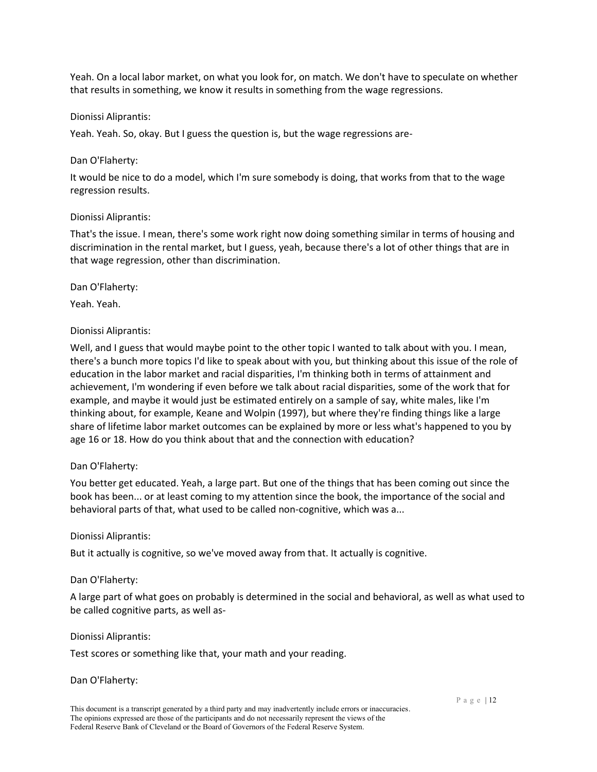Yeah. On a local labor market, on what you look for, on match. We don't have to speculate on whether that results in something, we know it results in something from the wage regressions.

Dionissi Aliprantis:

Yeah. Yeah. So, okay. But I guess the question is, but the wage regressions are-

Dan O'Flaherty:

It would be nice to do a model, which I'm sure somebody is doing, that works from that to the wage regression results.

Dionissi Aliprantis:

That's the issue. I mean, there's some work right now doing something similar in terms of housing and discrimination in the rental market, but I guess, yeah, because there's a lot of other things that are in that wage regression, other than discrimination.

Dan O'Flaherty:

Yeah. Yeah.

Dionissi Aliprantis:

Well, and I guess that would maybe point to the other topic I wanted to talk about with you. I mean, there's a bunch more topics I'd like to speak about with you, but thinking about this issue of the role of education in the labor market and racial disparities, I'm thinking both in terms of attainment and achievement, I'm wondering if even before we talk about racial disparities, some of the work that for example, and maybe it would just be estimated entirely on a sample of say, white males, like I'm thinking about, for example, Keane and Wolpin (1997), but where they're finding things like a large share of lifetime labor market outcomes can be explained by more or less what's happened to you by age 16 or 18. How do you think about that and the connection with education?

Dan O'Flaherty:

You better get educated. Yeah, a large part. But one of the things that has been coming out since the book has been... or at least coming to my attention since the book, the importance of the social and behavioral parts of that, what used to be called non-cognitive, which was a...

Dionissi Aliprantis:

But it actually is cognitive, so we've moved away from that. It actually is cognitive.

Dan O'Flaherty:

A large part of what goes on probably is determined in the social and behavioral, as well as what used to be called cognitive parts, as well as-

Dionissi Aliprantis:

Test scores or something like that, your math and your reading.

Dan O'Flaherty:

This document is a transcript generated by a third party and may inadvertently include errors or inaccuracies. The opinions expressed are those of the participants and do not necessarily represent the views of the Federal Reserve Bank of Cleveland or the Board of Governors of the Federal Reserve System.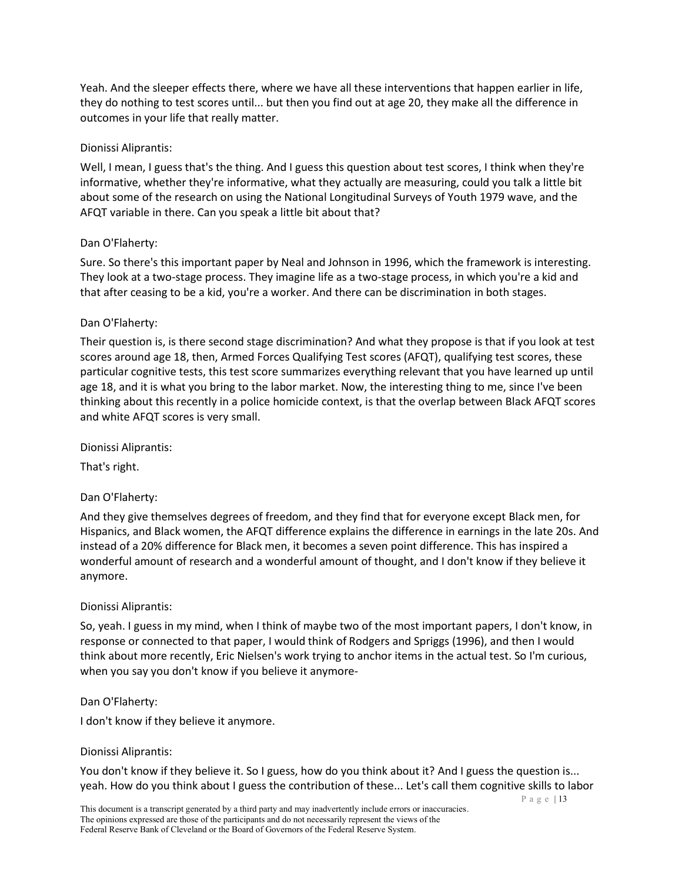Yeah. And the sleeper effects there, where we have all these interventions that happen earlier in life, they do nothing to test scores until... but then you find out at age 20, they make all the difference in outcomes in your life that really matter.

Dionissi Aliprantis:

Well, I mean, I guess that's the thing. And I guess this question about test scores, I think when they're informative, whether they're informative, what they actually are measuring, could you talk a little bit about some of the research on using the National Longitudinal Surveys of Youth 1979 wave, and the AFQT variable in there. Can you speak a little bit about that?

Dan O'Flaherty:

Sure. So there's this important paper by Neal and Johnson in 1996, which the framework is interesting. They look at a two-stage process. They imagine life as a two-stage process, in which you're a kid and that after ceasing to be a kid, you're a worker. And there can be discrimination in both stages.

Dan O'Flaherty:

Their question is, is there second stage discrimination? And what they propose is that if you look at test scores around age 18, then, Armed Forces Qualifying Test scores (AFQT), qualifying test scores, these particular cognitive tests, this test score summarizes everything relevant that you have learned up until age 18, and it is what you bring to the labor market. Now, the interesting thing to me, since I've been thinking about this recently in a police homicide context, is that the overlap between Black AFQT scores and white AFQT scores is very small.

Dionissi Aliprantis:

That's right.

Dan O'Flaherty:

And they give themselves degrees of freedom, and they find that for everyone except Black men, for Hispanics, and Black women, the AFQT difference explains the difference in earnings in the late 20s. And instead of a 20% difference for Black men, it becomes a seven point difference. This has inspired a wonderful amount of research and a wonderful amount of thought, and I don't know if they believe it anymore.

Dionissi Aliprantis:

So, yeah. I guess in my mind, when I think of maybe two of the most important papers, I don't know, in response or connected to that paper, I would think of Rodgers and Spriggs (1996), and then I would think about more recently, Eric Nielsen's work trying to anchor items in the actual test. So I'm curious, when you say you don't know if you believe it anymore-

Dan O'Flaherty:

I don't know if they believe it anymore.

Dionissi Aliprantis:

You don't know if they believe it. So I guess, how do you think about it? And I guess the question is... yeah. How do you think about I guess the contribution of these... Let's call them cognitive skills to labor

This document is a transcript generated by a third party and may inadvertently include errors or inaccuracies. The opinions expressed are those of the participants and do not necessarily represent the views of the Federal Reserve Bank of Cleveland or the Board of Governors of the Federal Reserve System.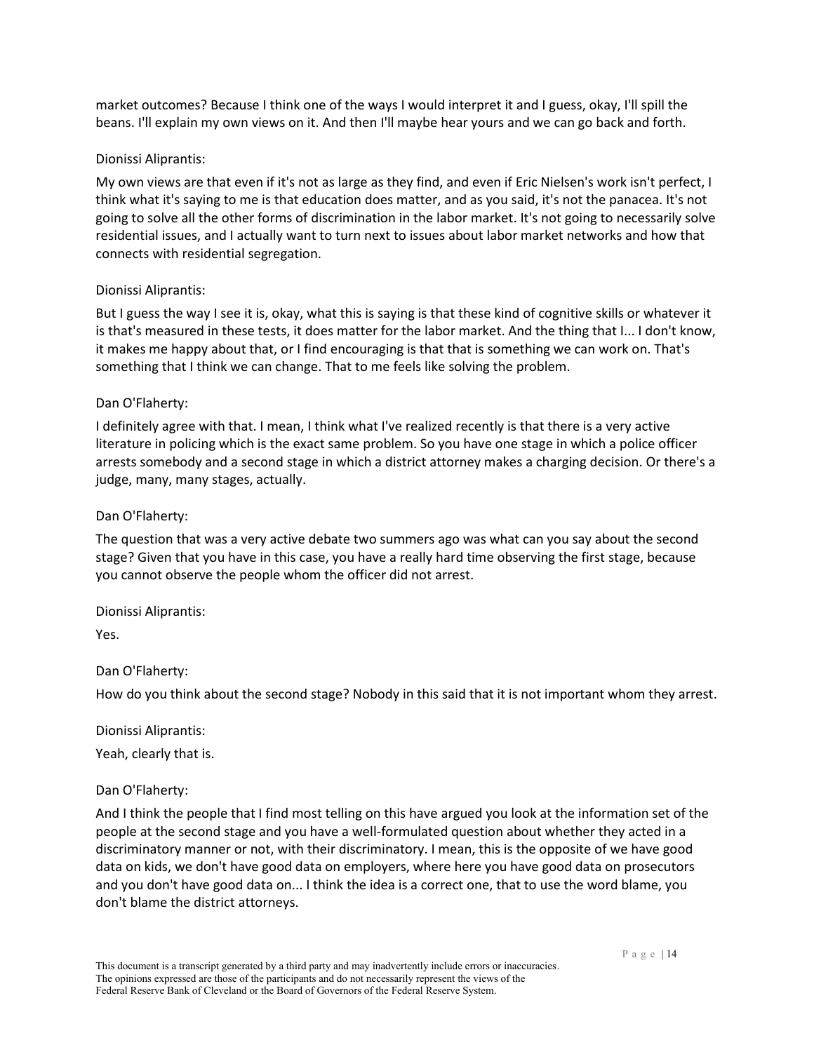market outcomes? Because I think one of the ways I would interpret it and I guess, okay, I'll spill the beans. I'll explain my own views on it. And then I'll maybe hear yours and we can go back and forth.

Dionissi Aliprantis:

My own views are that even if it's not as large as they find, and even if Eric Nielsen's work isn't perfect, I think what it's saying to me is that education does matter, and as you said, it's not the panacea. It's not going to solve all the other forms of discrimination in the labor market. It's not going to necessarily solve residential issues, and I actually want to turn next to issues about labor market networks and how that connects with residential segregation.

Dionissi Aliprantis:

But I guess the way I see it is, okay, what this is saying is that these kind of cognitive skills or whatever it is that's measured in these tests, it does matter for the labor market. And the thing that I... I don't know, it makes me happy about that, or I find encouraging is that that is something we can work on. That's something that I think we can change. That to me feels like solving the problem.

Dan O'Flaherty:

I definitely agree with that. I mean, I think what I've realized recently is that there is a very active literature in policing which is the exact same problem. So you have one stage in which a police officer arrests somebody and a second stage in which a district attorney makes a charging decision. Or there's a judge, many, many stages, actually.

Dan O'Flaherty:

The question that was a very active debate two summers ago was what can you say about the second stage? Given that you have in this case, you have a really hard time observing the first stage, because you cannot observe the people whom the officer did not arrest.

Dionissi Aliprantis:

Yes.

Dan O'Flaherty:

How do you think about the second stage? Nobody in this said that it is not important whom they arrest.

Dionissi Aliprantis:

Yeah, clearly that is.

Dan O'Flaherty:

And I think the people that I find most telling on this have argued you look at the information set of the people at the second stage and you have a well-formulated question about whether they acted in a discriminatory manner or not, with their discriminatory. I mean, this is the opposite of we have good data on kids, we don't have good data on employers, where here you have good data on prosecutors and you don't have good data on... I think the idea is a correct one, that to use the word blame, you don't blame the district attorneys.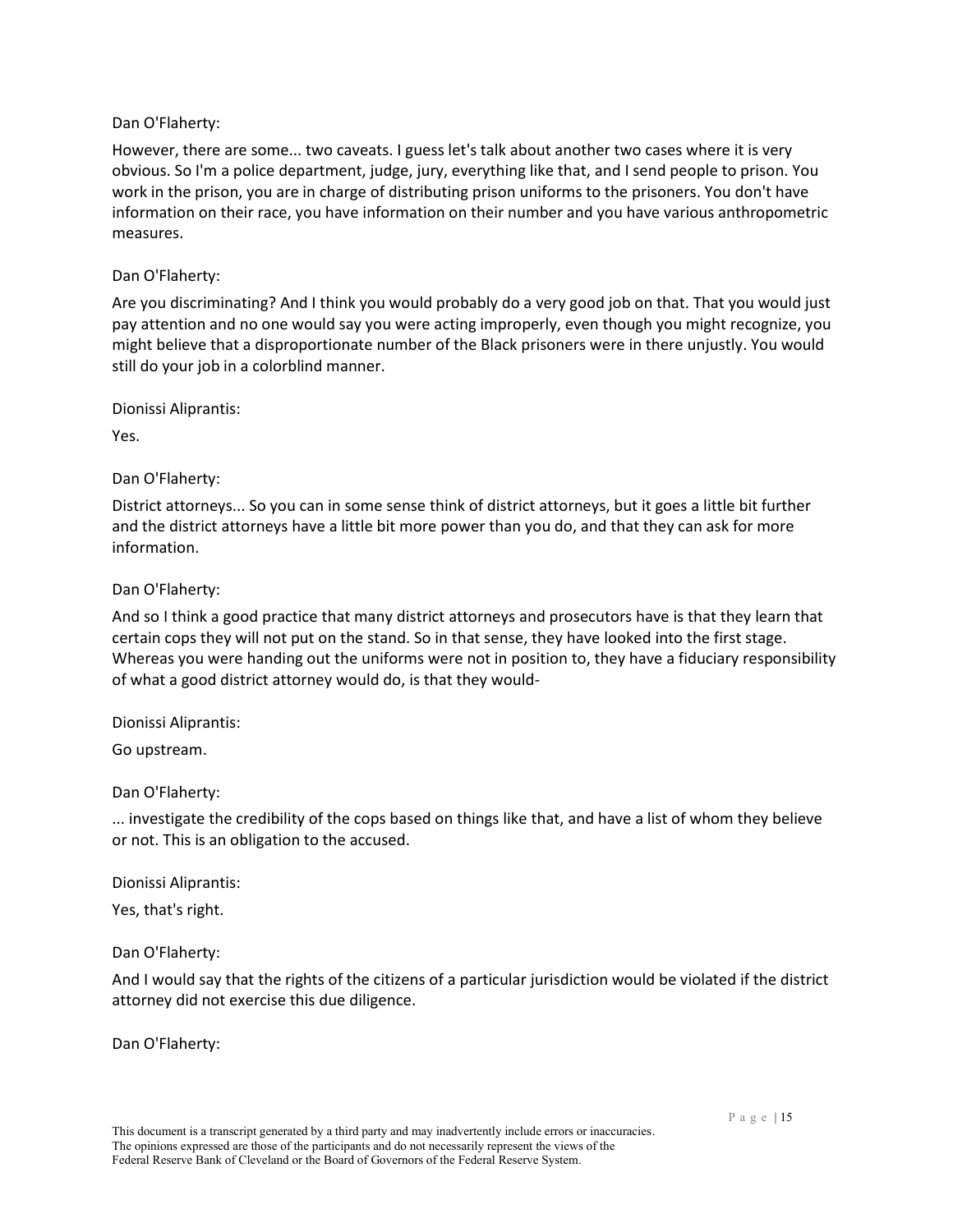Dan O'Flaherty:

However, there are some... two caveats. I guess let's talk about another two cases where it is very obvious. So I'm a police department, judge, jury, everything like that, and I send people to prison. You work in the prison, you are in charge of distributing prison uniforms to the prisoners. You don't have information on their race, you have information on their number and you have various anthropometric measures.

Dan O'Flaherty:

Are you discriminating? And I think you would probably do a very good job on that. That you would just pay attention and no one would say you were acting improperly, even though you might recognize, you might believe that a disproportionate number of the Black prisoners were in there unjustly. You would still do your job in a colorblind manner.

Dionissi Aliprantis:

Yes.

Dan O'Flaherty:

District attorneys... So you can in some sense think of district attorneys, but it goes a little bit further and the district attorneys have a little bit more power than you do, and that they can ask for more information.

Dan O'Flaherty:

And so I think a good practice that many district attorneys and prosecutors have is that they learn that certain cops they will not put on the stand. So in that sense, they have looked into the first stage. Whereas you were handing out the uniforms were not in position to, they have a fiduciary responsibility of what a good district attorney would do, is that they would-

Dionissi Aliprantis:

Go upstream.

Dan O'Flaherty:

... investigate the credibility of the cops based on things like that, and have a list of whom they believe or not. This is an obligation to the accused.

Dionissi Aliprantis:

Yes, that's right.

Dan O'Flaherty:

And I would say that the rights of the citizens of a particular jurisdiction would be violated if the district attorney did not exercise this due diligence.

Dan O'Flaherty:

This document is a transcript generated by a third party and may inadvertently include errors or inaccuracies. The opinions expressed are those of the participants and do not necessarily represent the views of the Federal Reserve Bank of Cleveland or the Board of Governors of the Federal Reserve System.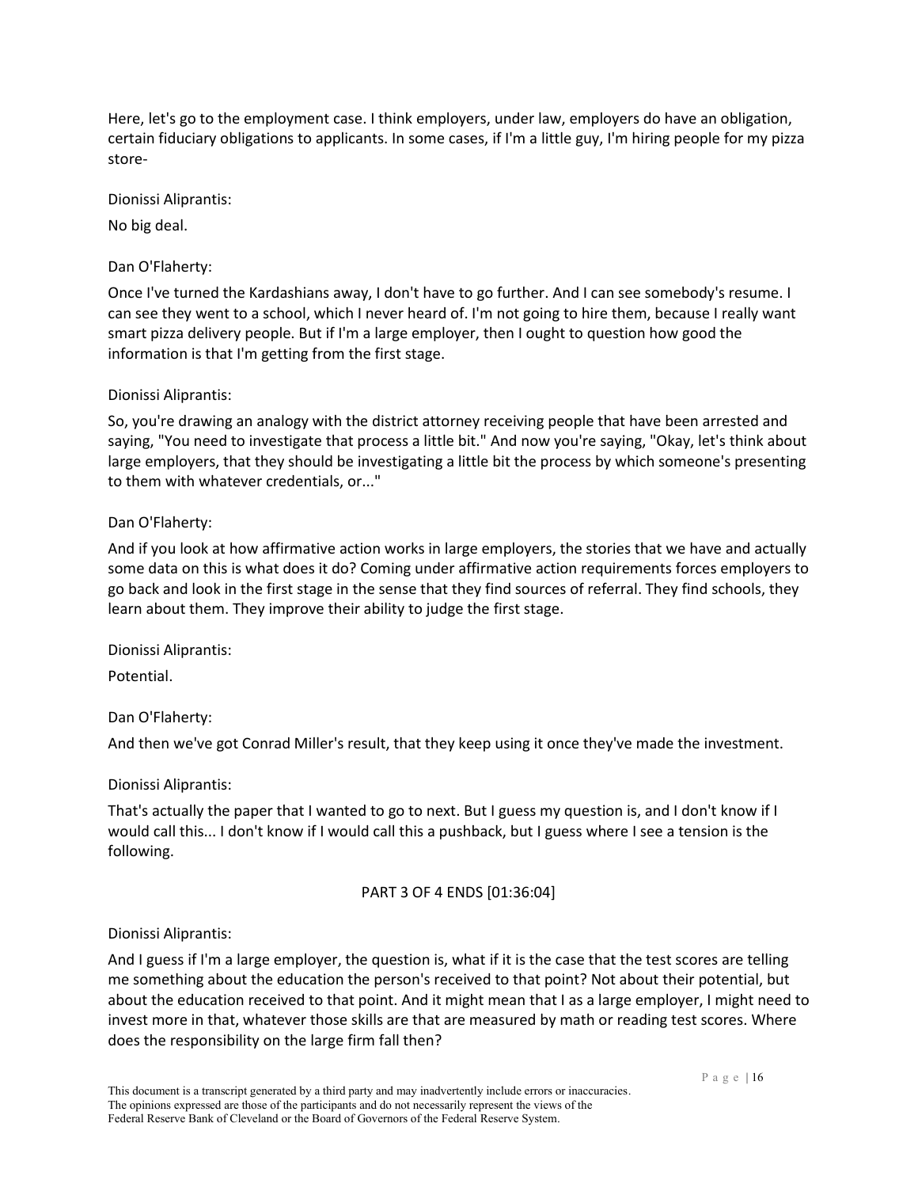Here, let's go to the employment case. I think employers, under law, employers do have an obligation, certain fiduciary obligations to applicants. In some cases, if I'm a little guy, I'm hiring people for my pizza store-

Dionissi Aliprantis:

No big deal.

Dan O'Flaherty:

Once I've turned the Kardashians away, I don't have to go further. And I can see somebody's resume. I can see they went to a school, which I never heard of. I'm not going to hire them, because I really want smart pizza delivery people. But if I'm a large employer, then I ought to question how good the information is that I'm getting from the first stage.

Dionissi Aliprantis:

So, you're drawing an analogy with the district attorney receiving people that have been arrested and saying, "You need to investigate that process a little bit." And now you're saying, "Okay, let's think about large employers, that they should be investigating a little bit the process by which someone's presenting to them with whatever credentials, or..."

Dan O'Flaherty:

And if you look at how affirmative action works in large employers, the stories that we have and actually some data on this is what does it do? Coming under affirmative action requirements forces employers to go back and look in the first stage in the sense that they find sources of referral. They find schools, they learn about them. They improve their ability to judge the first stage.

Dionissi Aliprantis:

Potential.

Dan O'Flaherty:

And then we've got Conrad Miller's result, that they keep using it once they've made the investment.

Dionissi Aliprantis:

That's actually the paper that I wanted to go to next. But I guess my question is, and I don't know if I would call this... I don't know if I would call this a pushback, but I guess where I see a tension is the following.

PART 3 OF 4 ENDS [01:36:04]

Dionissi Aliprantis:

And I guess if I'm a large employer, the question is, what if it is the case that the test scores are telling me something about the education the person's received to that point? Not about their potential, but about the education received to that point. And it might mean that I as a large employer, I might need to invest more in that, whatever those skills are that are measured by math or reading test scores. Where does the responsibility on the large firm fall then?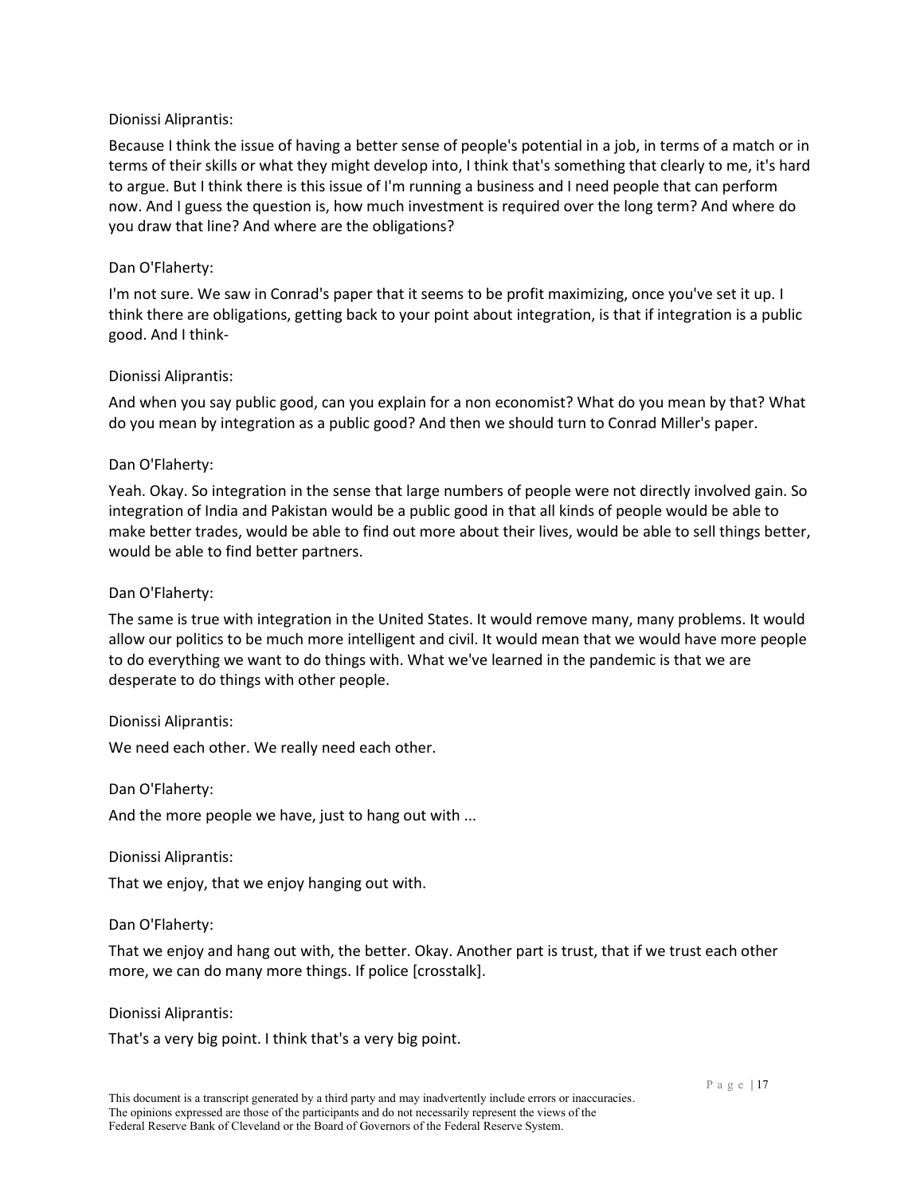Dionissi Aliprantis:

Because I think the issue of having a better sense of people's potential in a job, in terms of a match or in terms of their skills or what they might develop into, I think that's something that clearly to me, it's hard to argue. But I think there is this issue of I'm running a business and I need people that can perform now. And I guess the question is, how much investment is required over the long term? And where do you draw that line? And where are the obligations?

Dan O'Flaherty:

I'm not sure. We saw in Conrad's paper that it seems to be profit maximizing, once you've set it up. I think there are obligations, getting back to your point about integration, is that if integration is a public good. And I think-

Dionissi Aliprantis:

And when you say public good, can you explain for a non economist? What do you mean by that? What do you mean by integration as a public good? And then we should turn to Conrad Miller's paper.

Dan O'Flaherty:

Yeah. Okay. So integration in the sense that large numbers of people were not directly involved gain. So integration of India and Pakistan would be a public good in that all kinds of people would be able to make better trades, would be able to find out more about their lives, would be able to sell things better, would be able to find better partners.

Dan O'Flaherty:

The same is true with integration in the United States. It would remove many, many problems. It would allow our politics to be much more intelligent and civil. It would mean that we would have more people to do everything we want to do things with. What we've learned in the pandemic is that we are desperate to do things with other people.

Dionissi Aliprantis:

We need each other. We really need each other.

Dan O'Flaherty:

And the more people we have, just to hang out with ...

Dionissi Aliprantis:

That we enjoy, that we enjoy hanging out with.

Dan O'Flaherty:

That we enjoy and hang out with, the better. Okay. Another part is trust, that if we trust each other more, we can do many more things. If police [crosstalk].

Dionissi Aliprantis:

That's a very big point. I think that's a very big point.

This document is a transcript generated by a third party and may inadvertently include errors or inaccuracies. The opinions expressed are those of the participants and do not necessarily represent the views of the Federal Reserve Bank of Cleveland or the Board of Governors of the Federal Reserve System.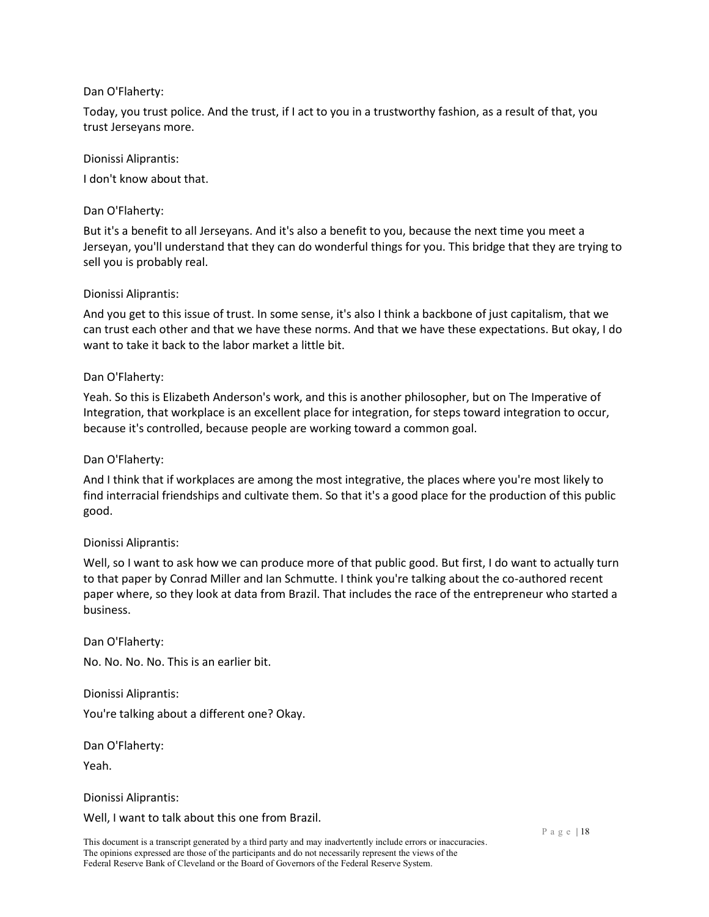Dan O'Flaherty:

Today, you trust police. And the trust, if I act to you in a trustworthy fashion, as a result of that, you trust Jerseyans more.

Dionissi Aliprantis:

I don't know about that.

Dan O'Flaherty:

But it's a benefit to all Jerseyans. And it's also a benefit to you, because the next time you meet a Jerseyan, you'll understand that they can do wonderful things for you. This bridge that they are trying to sell you is probably real.

Dionissi Aliprantis:

And you get to this issue of trust. In some sense, it's also I think a backbone of just capitalism, that we can trust each other and that we have these norms. And that we have these expectations. But okay, I do want to take it back to the labor market a little bit.

Dan O'Flaherty:

Yeah. So this is Elizabeth Anderson's work, and this is another philosopher, but on The Imperative of Integration, that workplace is an excellent place for integration, for steps toward integration to occur, because it's controlled, because people are working toward a common goal.

Dan O'Flaherty:

And I think that if workplaces are among the most integrative, the places where you're most likely to find interracial friendships and cultivate them. So that it's a good place for the production of this public good.

Dionissi Aliprantis:

Well, so I want to ask how we can produce more of that public good. But first, I do want to actually turn to that paper by Conrad Miller and Ian Schmutte. I think you're talking about the co-authored recent paper where, so they look at data from Brazil. That includes the race of the entrepreneur who started a business.

Dan O'Flaherty:

No. No. No. No. This is an earlier bit.

Dionissi Aliprantis:

You're talking about a different one? Okay.

Dan O'Flaherty:

Yeah.

Dionissi Aliprantis:

Well, I want to talk about this one from Brazil.

This document is a transcript generated by a third party and may inadvertently include errors or inaccuracies. The opinions expressed are those of the participants and do not necessarily represent the views of the Federal Reserve Bank of Cleveland or the Board of Governors of the Federal Reserve System.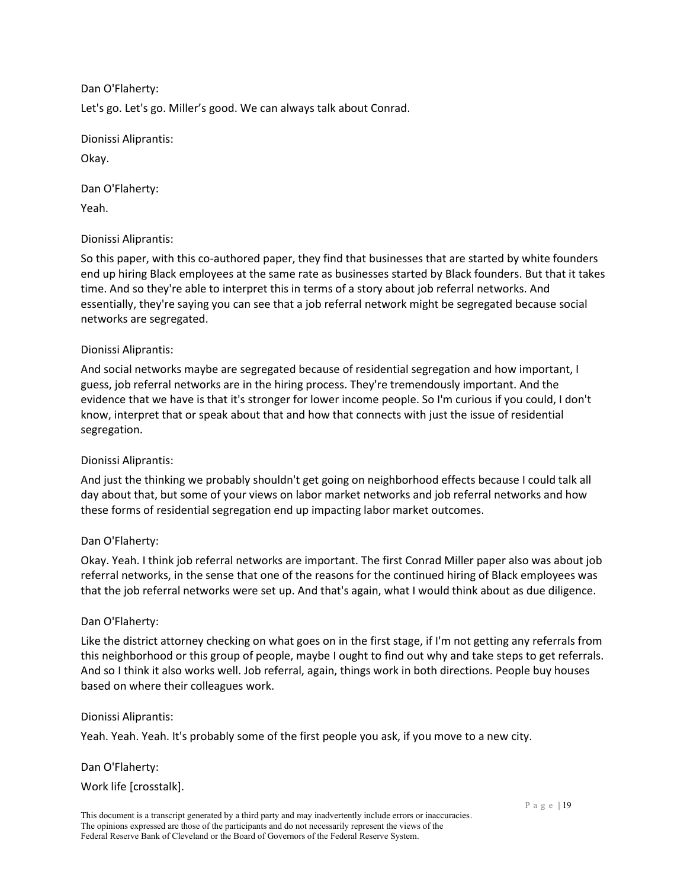Dan O'Flaherty:

Let's go. Let's go. Miller's good. We can always talk about Conrad.

Dionissi Aliprantis:

Okay.

Dan O'Flaherty:

Yeah.

Dionissi Aliprantis:

So this paper, with this co-authored paper, they find that businesses that are started by white founders end up hiring Black employees at the same rate as businesses started by Black founders. But that it takes time. And so they're able to interpret this in terms of a story about job referral networks. And essentially, they're saying you can see that a job referral network might be segregated because social networks are segregated.

Dionissi Aliprantis:

And social networks maybe are segregated because of residential segregation and how important, I guess, job referral networks are in the hiring process. They're tremendously important. And the evidence that we have is that it's stronger for lower income people. So I'm curious if you could, I don't know, interpret that or speak about that and how that connects with just the issue of residential segregation.

Dionissi Aliprantis:

And just the thinking we probably shouldn't get going on neighborhood effects because I could talk all day about that, but some of your views on labor market networks and job referral networks and how these forms of residential segregation end up impacting labor market outcomes.

Dan O'Flaherty:

Okay. Yeah. I think job referral networks are important. The first Conrad Miller paper also was about job referral networks, in the sense that one of the reasons for the continued hiring of Black employees was that the job referral networks were set up. And that's again, what I would think about as due diligence.

Dan O'Flaherty:

Like the district attorney checking on what goes on in the first stage, if I'm not getting any referrals from this neighborhood or this group of people, maybe I ought to find out why and take steps to get referrals. And so I think it also works well. Job referral, again, things work in both directions. People buy houses based on where their colleagues work.

Dionissi Aliprantis:

Yeah. Yeah. Yeah. It's probably some of the first people you ask, if you move to a new city.

Dan O'Flaherty:

Work life [crosstalk].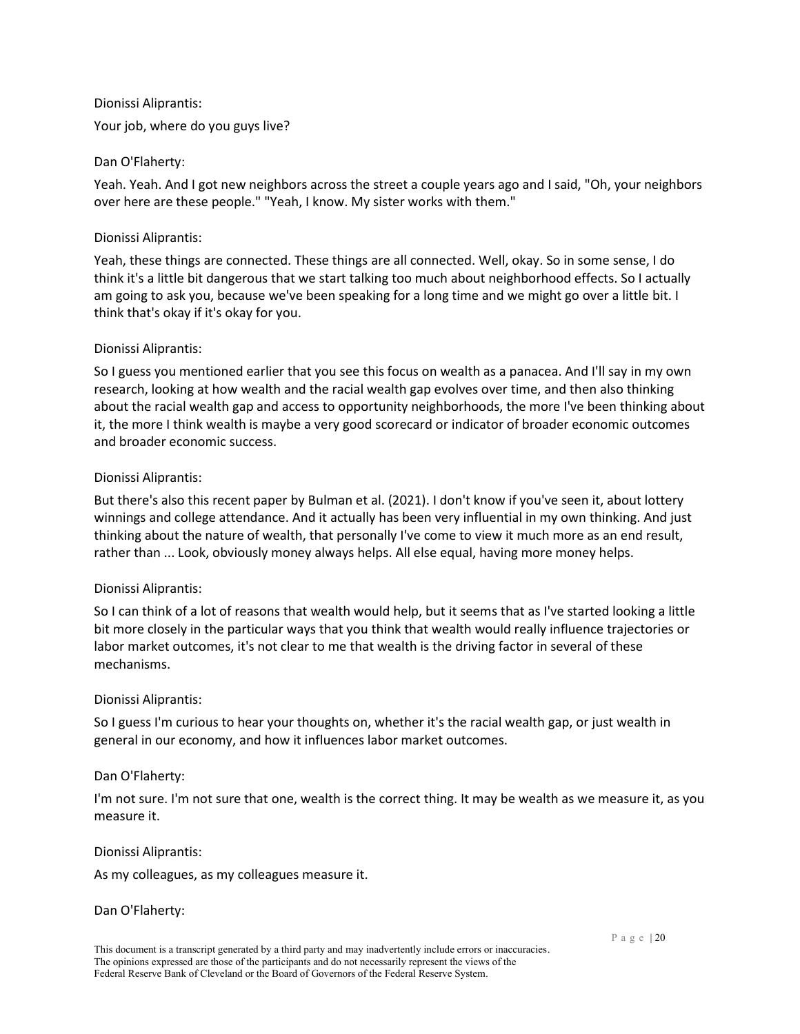Dionissi Aliprantis:

Your job, where do you guys live?

Dan O'Flaherty:

Yeah. Yeah. And I got new neighbors across the street a couple years ago and I said, "Oh, your neighbors over here are these people." "Yeah, I know. My sister works with them."

Dionissi Aliprantis:

Yeah, these things are connected. These things are all connected. Well, okay. So in some sense, I do think it's a little bit dangerous that we start talking too much about neighborhood effects. So I actually am going to ask you, because we've been speaking for a long time and we might go over a little bit. I think that's okay if it's okay for you.

Dionissi Aliprantis:

So I guess you mentioned earlier that you see this focus on wealth as a panacea. And I'll say in my own research, looking at how wealth and the racial wealth gap evolves over time, and then also thinking about the racial wealth gap and access to opportunity neighborhoods, the more I've been thinking about it, the more I think wealth is maybe a very good scorecard or indicator of broader economic outcomes and broader economic success.

Dionissi Aliprantis:

But there's also this recent paper by Bulman et al. (2021). I don't know if you've seen it, about lottery winnings and college attendance. And it actually has been very influential in my own thinking. And just thinking about the nature of wealth, that personally I've come to view it much more as an end result, rather than ... Look, obviously money always helps. All else equal, having more money helps.

Dionissi Aliprantis:

So I can think of a lot of reasons that wealth would help, but it seems that as I've started looking a little bit more closely in the particular ways that you think that wealth would really influence trajectories or labor market outcomes, it's not clear to me that wealth is the driving factor in several of these mechanisms.

Dionissi Aliprantis:

So I guess I'm curious to hear your thoughts on, whether it's the racial wealth gap, or just wealth in general in our economy, and how it influences labor market outcomes.

Dan O'Flaherty:

I'm not sure. I'm not sure that one, wealth is the correct thing. It may be wealth as we measure it, as you measure it.

Dionissi Aliprantis:

As my colleagues, as my colleagues measure it.

Dan O'Flaherty:

This document is a transcript generated by a third party and may inadvertently include errors or inaccuracies. The opinions expressed are those of the participants and do not necessarily represent the views of the Federal Reserve Bank of Cleveland or the Board of Governors of the Federal Reserve System.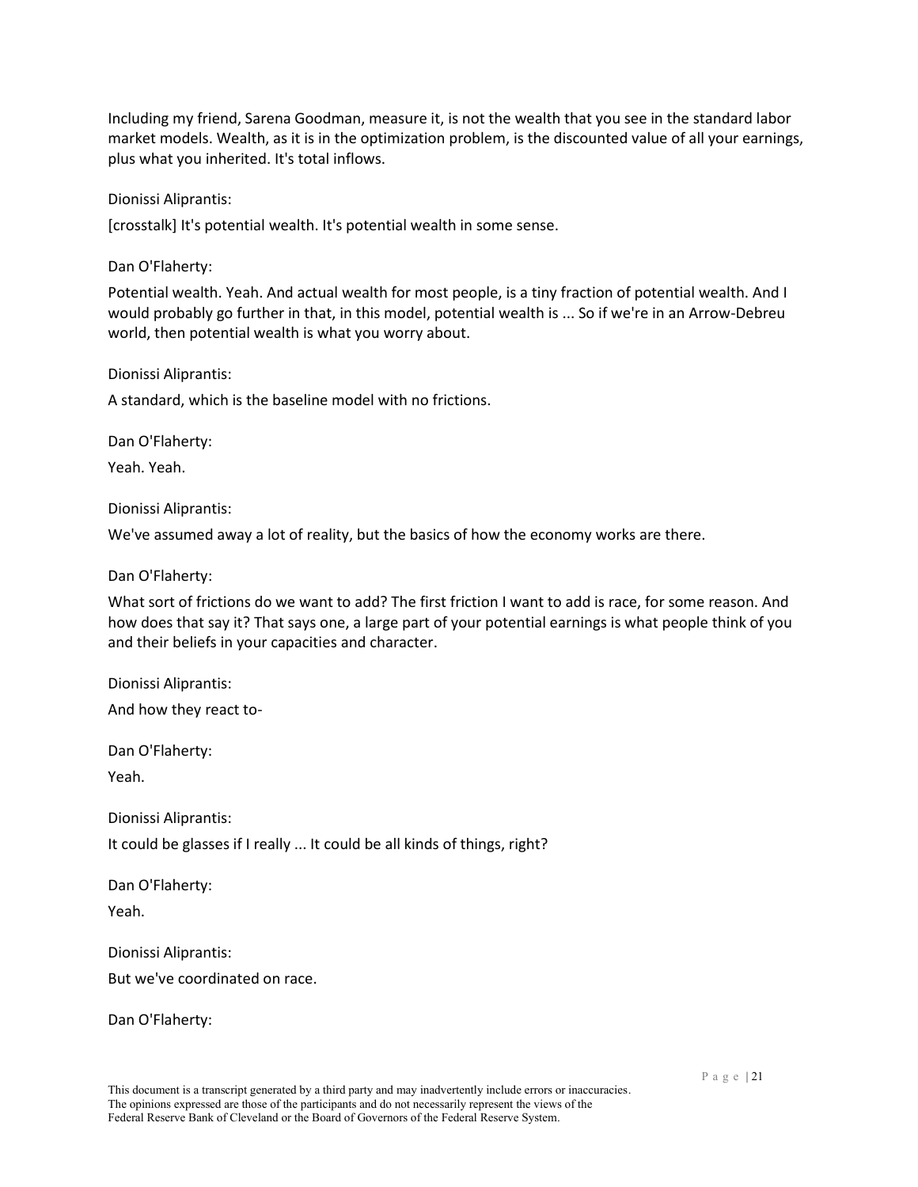Including my friend, Sarena Goodman, measure it, is not the wealth that you see in the standard labor market models. Wealth, as it is in the optimization problem, is the discounted value of all your earnings, plus what you inherited. It's total inflows.

Dionissi Aliprantis:

[crosstalk] It's potential wealth. It's potential wealth in some sense.

Dan O'Flaherty:

Potential wealth. Yeah. And actual wealth for most people, is a tiny fraction of potential wealth. And I would probably go further in that, in this model, potential wealth is ... So if we're in an Arrow-Debreu world, then potential wealth is what you worry about.

Dionissi Aliprantis:

A standard, which is the baseline model with no frictions.

Dan O'Flaherty:

Yeah. Yeah.

Dionissi Aliprantis:

We've assumed away a lot of reality, but the basics of how the economy works are there.

Dan O'Flaherty:

What sort of frictions do we want to add? The first friction I want to add is race, for some reason. And how does that say it? That says one, a large part of your potential earnings is what people think of you and their beliefs in your capacities and character.

Dionissi Aliprantis:

And how they react to-

Dan O'Flaherty:

Yeah.

Dionissi Aliprantis:

It could be glasses if I really ... It could be all kinds of things, right?

Dan O'Flaherty:

Yeah.

Dionissi Aliprantis:

But we've coordinated on race.

Dan O'Flaherty:

This document is a transcript generated by a third party and may inadvertently include errors or inaccuracies. The opinions expressed are those of the participants and do not necessarily represent the views of the Federal Reserve Bank of Cleveland or the Board of Governors of the Federal Reserve System.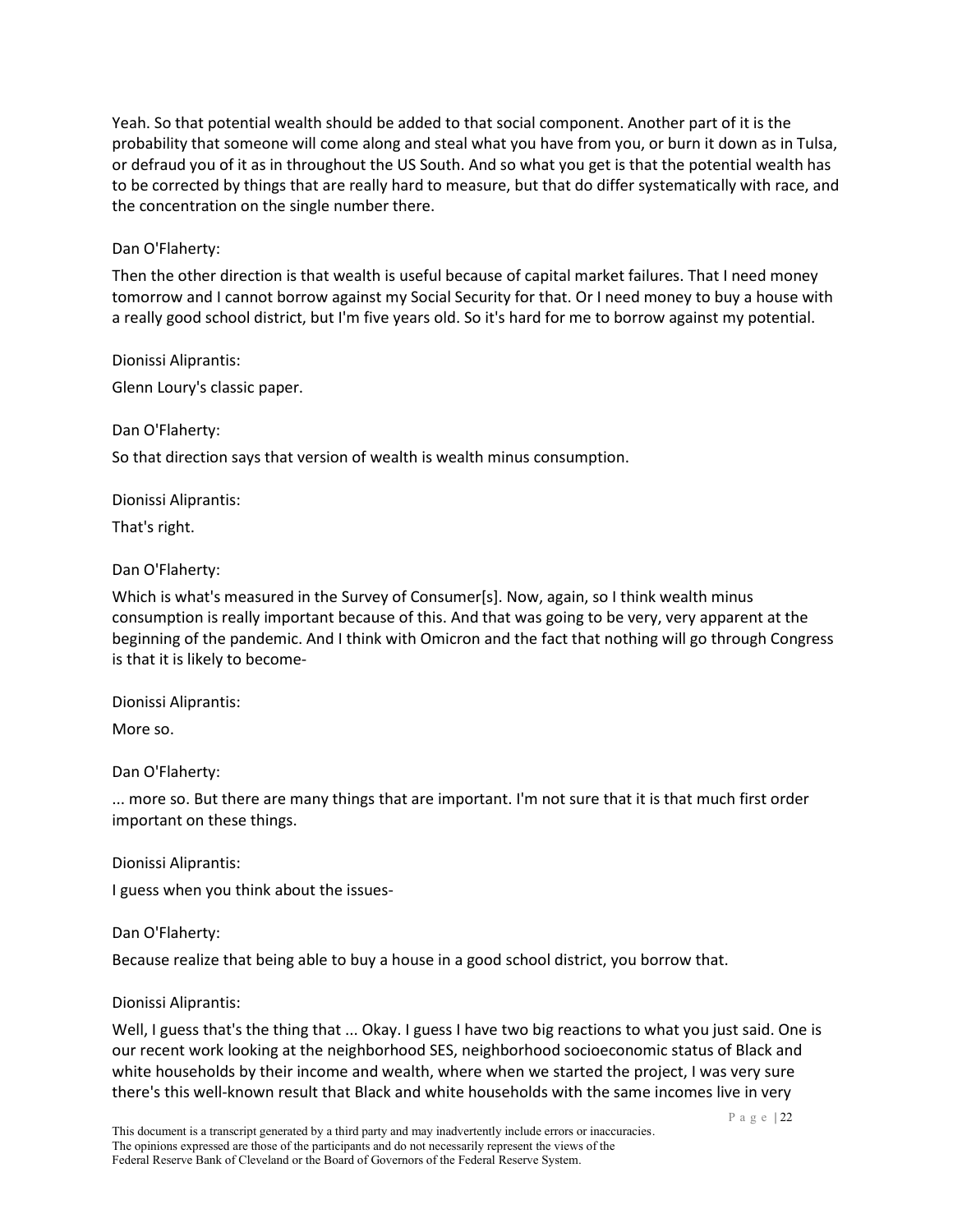Yeah. So that potential wealth should be added to that social component. Another part of it is the probability that someone will come along and steal what you have from you, or burn it down as in Tulsa, or defraud you of it as in throughout the US South. And so what you get is that the potential wealth has to be corrected by things that are really hard to measure, but that do differ systematically with race, and the concentration on the single number there.

Dan O'Flaherty:

Then the other direction is that wealth is useful because of capital market failures. That I need money tomorrow and I cannot borrow against my Social Security for that. Or I need money to buy a house with a really good school district, but I'm five years old. So it's hard for me to borrow against my potential.

Dionissi Aliprantis:

Glenn Loury's classic paper.

Dan O'Flaherty:

So that direction says that version of wealth is wealth minus consumption.

Dionissi Aliprantis:

That's right.

Dan O'Flaherty:

Which is what's measured in the Survey of Consumer[s]. Now, again, so I think wealth minus consumption is really important because of this. And that was going to be very, very apparent at the beginning of the pandemic. And I think with Omicron and the fact that nothing will go through Congress is that it is likely to become-

Dionissi Aliprantis:

More so.

Dan O'Flaherty:

... more so. But there are many things that are important. I'm not sure that it is that much first order important on these things.

Dionissi Aliprantis:

I guess when you think about the issues-

Dan O'Flaherty:

Because realize that being able to buy a house in a good school district, you borrow that.

Dionissi Aliprantis:

Well, I guess that's the thing that ... Okay. I guess I have two big reactions to what you just said. One is our recent work looking at the neighborhood SES, neighborhood socioeconomic status of Black and white households by their income and wealth, where when we started the project, I was very sure there's this well-known result that Black and white households with the same incomes live in very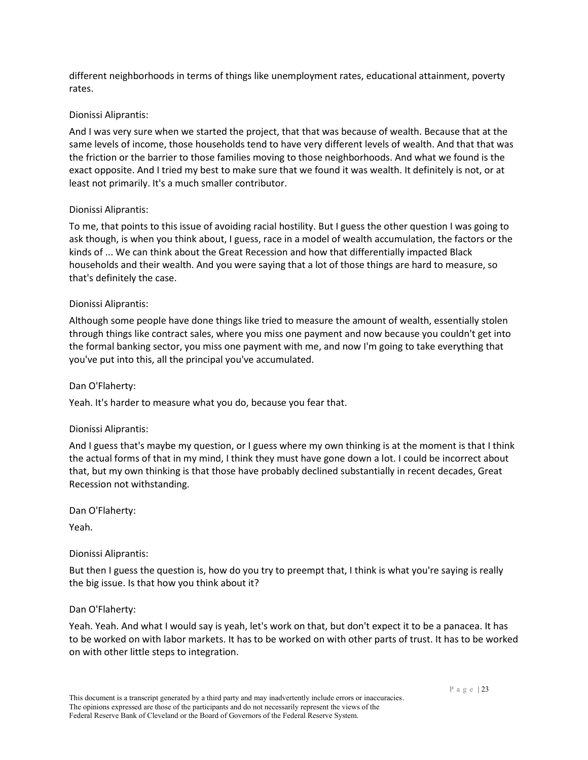different neighborhoods in terms of things like unemployment rates, educational attainment, poverty rates.

Dionissi Aliprantis:

And I was very sure when we started the project, that that was because of wealth. Because that at the same levels of income, those households tend to have very different levels of wealth. And that that was the friction or the barrier to those families moving to those neighborhoods. And what we found is the exact opposite. And I tried my best to make sure that we found it was wealth. It definitely is not, or at least not primarily. It's a much smaller contributor.

Dionissi Aliprantis:

To me, that points to this issue of avoiding racial hostility. But I guess the other question I was going to ask though, is when you think about, I guess, race in a model of wealth accumulation, the factors or the kinds of ... We can think about the Great Recession and how that differentially impacted Black households and their wealth. And you were saying that a lot of those things are hard to measure, so that's definitely the case.

Dionissi Aliprantis:

Although some people have done things like tried to measure the amount of wealth, essentially stolen through things like contract sales, where you miss one payment and now because you couldn't get into the formal banking sector, you miss one payment with me, and now I'm going to take everything that you've put into this, all the principal you've accumulated.

Dan O'Flaherty:

Yeah. It's harder to measure what you do, because you fear that.

Dionissi Aliprantis:

And I guess that's maybe my question, or I guess where my own thinking is at the moment is that I think the actual forms of that in my mind, I think they must have gone down a lot. I could be incorrect about that, but my own thinking is that those have probably declined substantially in recent decades, Great Recession not withstanding.

Dan O'Flaherty:

Yeah.

Dionissi Aliprantis:

But then I guess the question is, how do you try to preempt that, I think is what you're saying is really the big issue. Is that how you think about it?

Dan O'Flaherty:

Yeah. Yeah. And what I would say is yeah, let's work on that, but don't expect it to be a panacea. It has to be worked on with labor markets. It has to be worked on with other parts of trust. It has to be worked on with other little steps to integration.

This document is a transcript generated by a third party and may inadvertently include errors or inaccuracies. The opinions expressed are those of the participants and do not necessarily represent the views of the Federal Reserve Bank of Cleveland or the Board of Governors of the Federal Reserve System.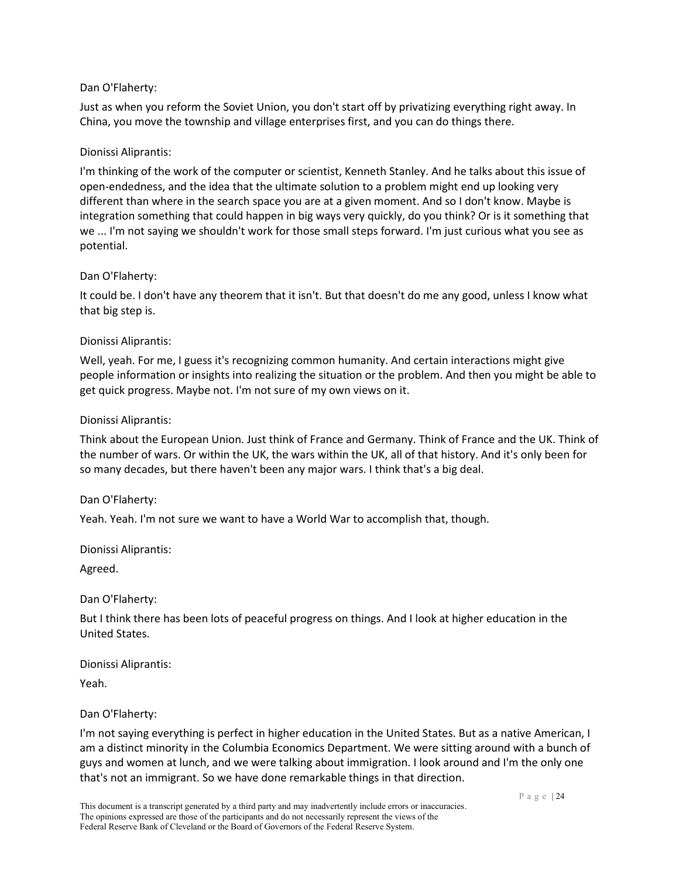Dan O'Flaherty:

Just as when you reform the Soviet Union, you don't start off by privatizing everything right away. In China, you move the township and village enterprises first, and you can do things there.

Dionissi Aliprantis:

I'm thinking of the work of the computer or scientist, Kenneth Stanley. And he talks about this issue of open-endedness, and the idea that the ultimate solution to a problem might end up looking very different than where in the search space you are at a given moment. And so I don't know. Maybe is integration something that could happen in big ways very quickly, do you think? Or is it something that we ... I'm not saying we shouldn't work for those small steps forward. I'm just curious what you see as potential.

Dan O'Flaherty:

It could be. I don't have any theorem that it isn't. But that doesn't do me any good, unless I know what that big step is.

Dionissi Aliprantis:

Well, yeah. For me, I guess it's recognizing common humanity. And certain interactions might give people information or insights into realizing the situation or the problem. And then you might be able to get quick progress. Maybe not. I'm not sure of my own views on it.

Dionissi Aliprantis:

Think about the European Union. Just think of France and Germany. Think of France and the UK. Think of the number of wars. Or within the UK, the wars within the UK, all of that history. And it's only been for so many decades, but there haven't been any major wars. I think that's a big deal.

Dan O'Flaherty:

Yeah. Yeah. I'm not sure we want to have a World War to accomplish that, though.

Dionissi Aliprantis:

Agreed.

Dan O'Flaherty:

But I think there has been lots of peaceful progress on things. And I look at higher education in the United States.

Dionissi Aliprantis:

Yeah.

Dan O'Flaherty:

I'm not saying everything is perfect in higher education in the United States. But as a native American, I am a distinct minority in the Columbia Economics Department. We were sitting around with a bunch of guys and women at lunch, and we were talking about immigration. I look around and I'm the only one that's not an immigrant. So we have done remarkable things in that direction.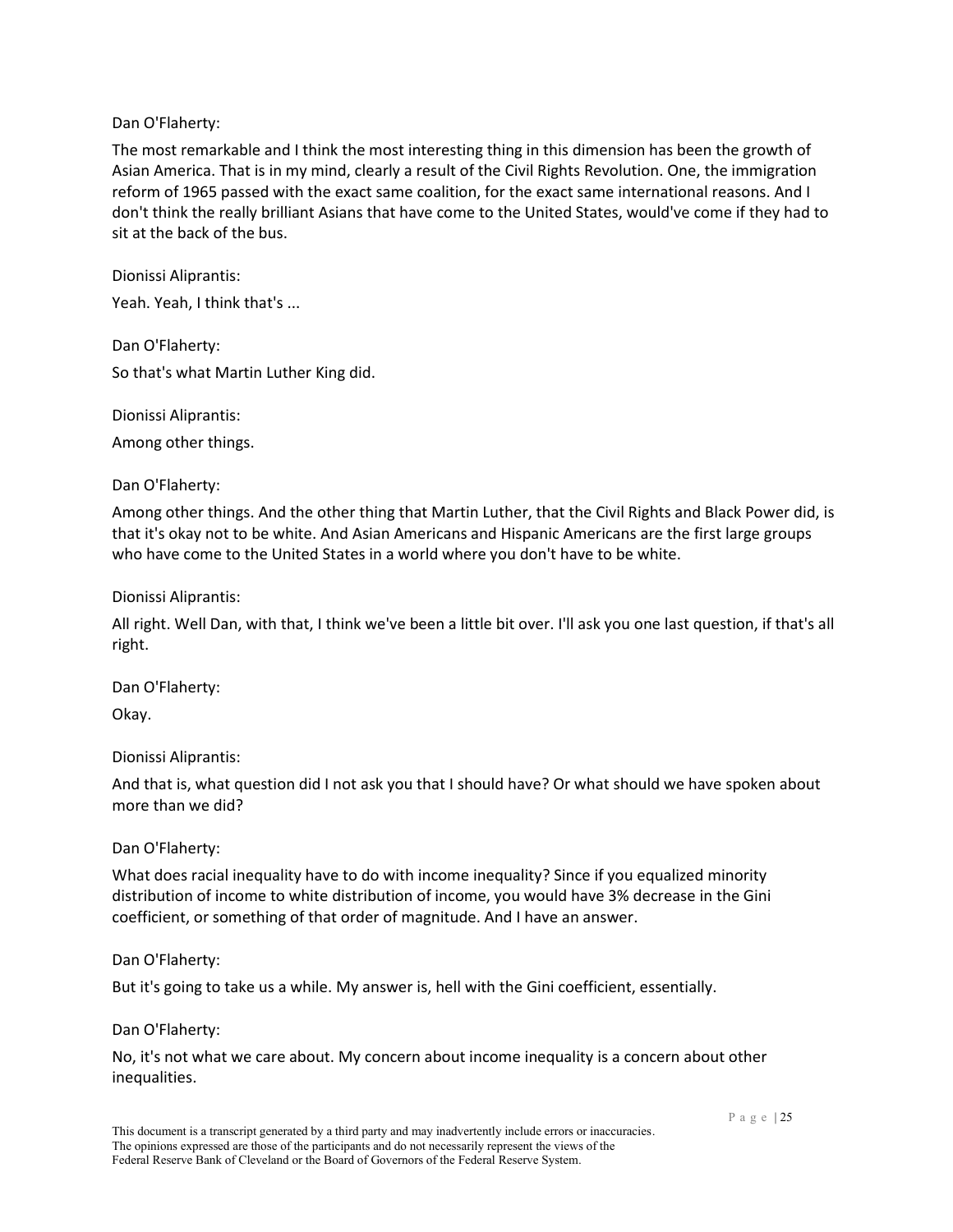Dan O'Flaherty:

The most remarkable and I think the most interesting thing in this dimension has been the growth of Asian America. That is in my mind, clearly a result of the Civil Rights Revolution. One, the immigration reform of 1965 passed with the exact same coalition, for the exact same international reasons. And I don't think the really brilliant Asians that have come to the United States, would've come if they had to sit at the back of the bus.

Dionissi Aliprantis:

Yeah. Yeah, I think that's ...

Dan O'Flaherty:

So that's what Martin Luther King did.

Dionissi Aliprantis:

Among other things.

Dan O'Flaherty:

Among other things. And the other thing that Martin Luther, that the Civil Rights and Black Power did, is that it's okay not to be white. And Asian Americans and Hispanic Americans are the first large groups who have come to the United States in a world where you don't have to be white.

Dionissi Aliprantis:

All right. Well Dan, with that, I think we've been a little bit over. I'll ask you one last question, if that's all right.

Dan O'Flaherty:

Okay.

Dionissi Aliprantis:

And that is, what question did I not ask you that I should have? Or what should we have spoken about more than we did?

Dan O'Flaherty:

What does racial inequality have to do with income inequality? Since if you equalized minority distribution of income to white distribution of income, you would have 3% decrease in the Gini coefficient, or something of that order of magnitude. And I have an answer.

Dan O'Flaherty:

But it's going to take us a while. My answer is, hell with the Gini coefficient, essentially.

Dan O'Flaherty:

No, it's not what we care about. My concern about income inequality is a concern about other inequalities.

This document is a transcript generated by a third party and may inadvertently include errors or inaccuracies. The opinions expressed are those of the participants and do not necessarily represent the views of the Federal Reserve Bank of Cleveland or the Board of Governors of the Federal Reserve System.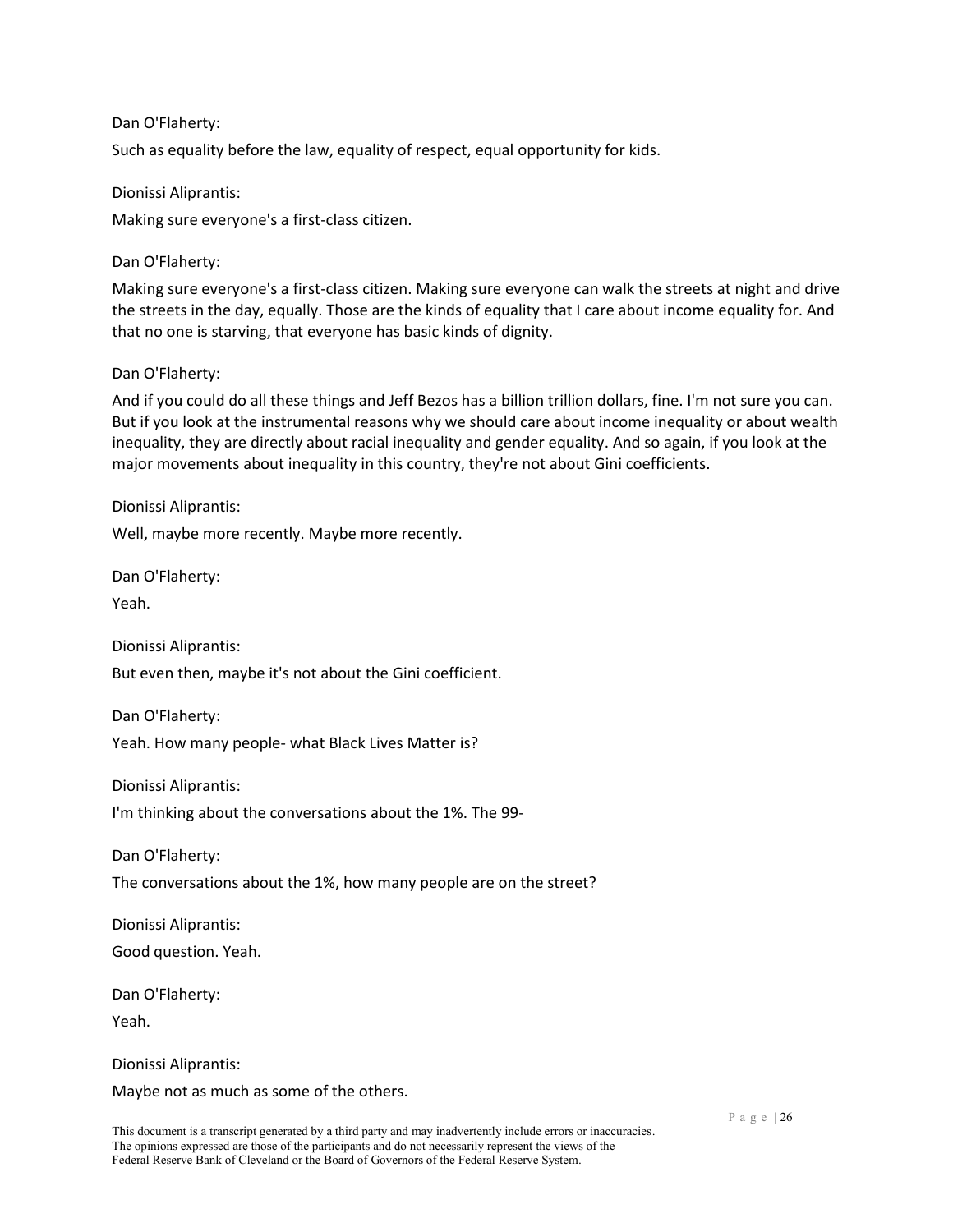Dan O'Flaherty:

Such as equality before the law, equality of respect, equal opportunity for kids.

Dionissi Aliprantis:

Making sure everyone's a first-class citizen.

Dan O'Flaherty:

Making sure everyone's a first-class citizen. Making sure everyone can walk the streets at night and drive the streets in the day, equally. Those are the kinds of equality that I care about income equality for. And that no one is starving, that everyone has basic kinds of dignity.

Dan O'Flaherty:

And if you could do all these things and Jeff Bezos has a billion trillion dollars, fine. I'm not sure you can. But if you look at the instrumental reasons why we should care about income inequality or about wealth inequality, they are directly about racial inequality and gender equality. And so again, if you look at the major movements about inequality in this country, they're not about Gini coefficients.

Dionissi Aliprantis:

Well, maybe more recently. Maybe more recently.

Dan O'Flaherty:

Yeah.

Dionissi Aliprantis:

But even then, maybe it's not about the Gini coefficient.

Dan O'Flaherty:

Yeah. How many people- what Black Lives Matter is?

Dionissi Aliprantis:

I'm thinking about the conversations about the 1%. The 99-

Dan O'Flaherty:

The conversations about the 1%, how many people are on the street?

Dionissi Aliprantis:

Good question. Yeah.

Dan O'Flaherty:

Yeah.

Dionissi Aliprantis:

Maybe not as much as some of the others.

This document is a transcript generated by a third party and may inadvertently include errors or inaccuracies. The opinions expressed are those of the participants and do not necessarily represent the views of the Federal Reserve Bank of Cleveland or the Board of Governors of the Federal Reserve System.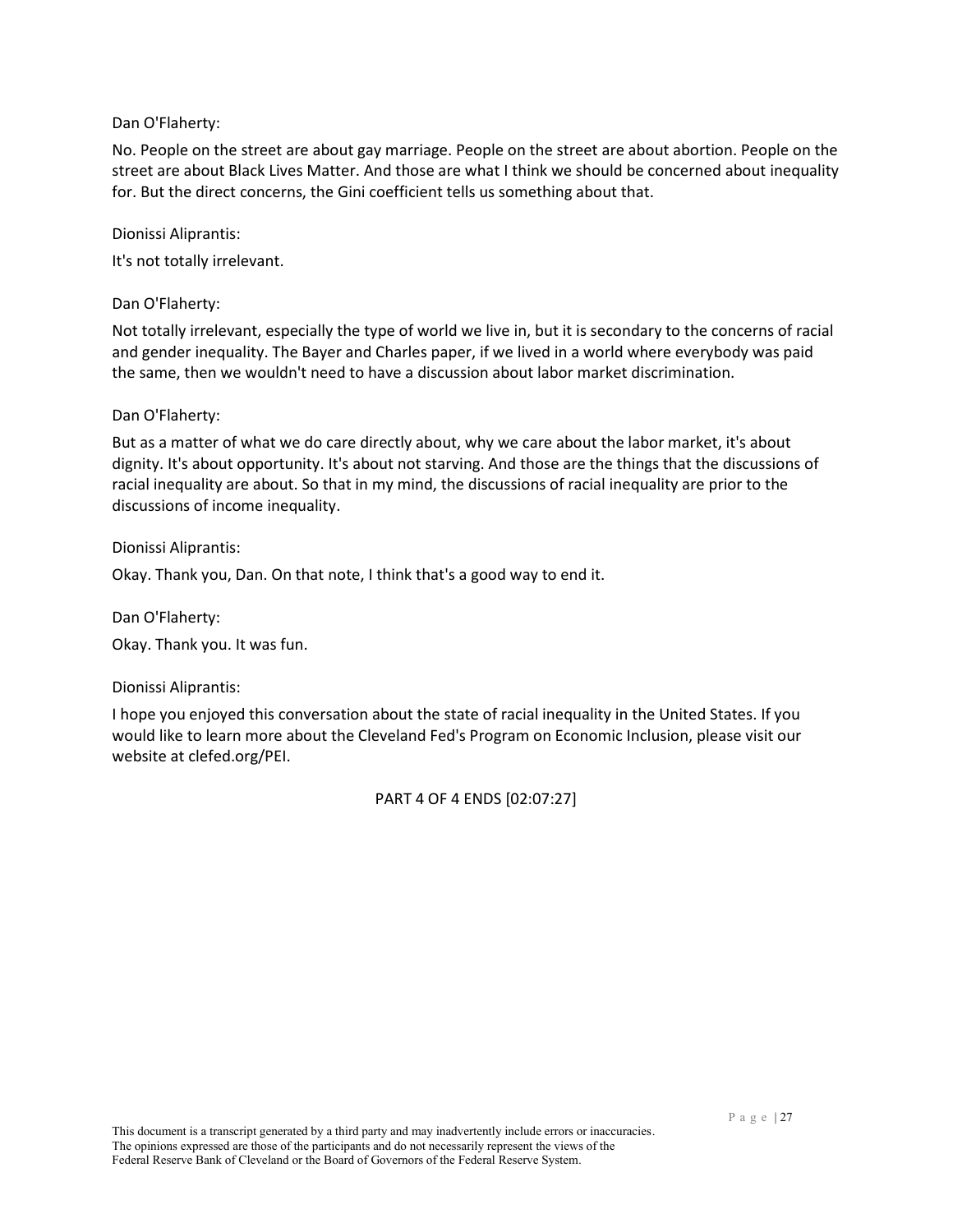Dan O'Flaherty:

No. People on the street are about gay marriage. People on the street are about abortion. People on the street are about Black Lives Matter. And those are what I think we should be concerned about inequality for. But the direct concerns, the Gini coefficient tells us something about that.

Dionissi Aliprantis:

It's not totally irrelevant.

Dan O'Flaherty:

Not totally irrelevant, especially the type of world we live in, but it is secondary to the concerns of racial and gender inequality. The Bayer and Charles paper, if we lived in a world where everybody was paid the same, then we wouldn't need to have a discussion about labor market discrimination.

Dan O'Flaherty:

But as a matter of what we do care directly about, why we care about the labor market, it's about dignity. It's about opportunity. It's about not starving. And those are the things that the discussions of racial inequality are about. So that in my mind, the discussions of racial inequality are prior to the discussions of income inequality.

Dionissi Aliprantis:

Okay. Thank you, Dan. On that note, I think that's a good way to end it.

Dan O'Flaherty:

Okay. Thank you. It was fun.

Dionissi Aliprantis:

I hope you enjoyed this conversation about the state of racial inequality in the United States. If you would like to learn more about the Cleveland Fed's Program on Economic Inclusion, please visit our website at clefed.org/PEI.

PART 4 OF 4 ENDS [02:07:27]

This document is a transcript generated by a third party and may inadvertently include errors or inaccuracies. The opinions expressed are those of the participants and do not necessarily represent the views of the Federal Reserve Bank of Cleveland or the Board of Governors of the Federal Reserve System.